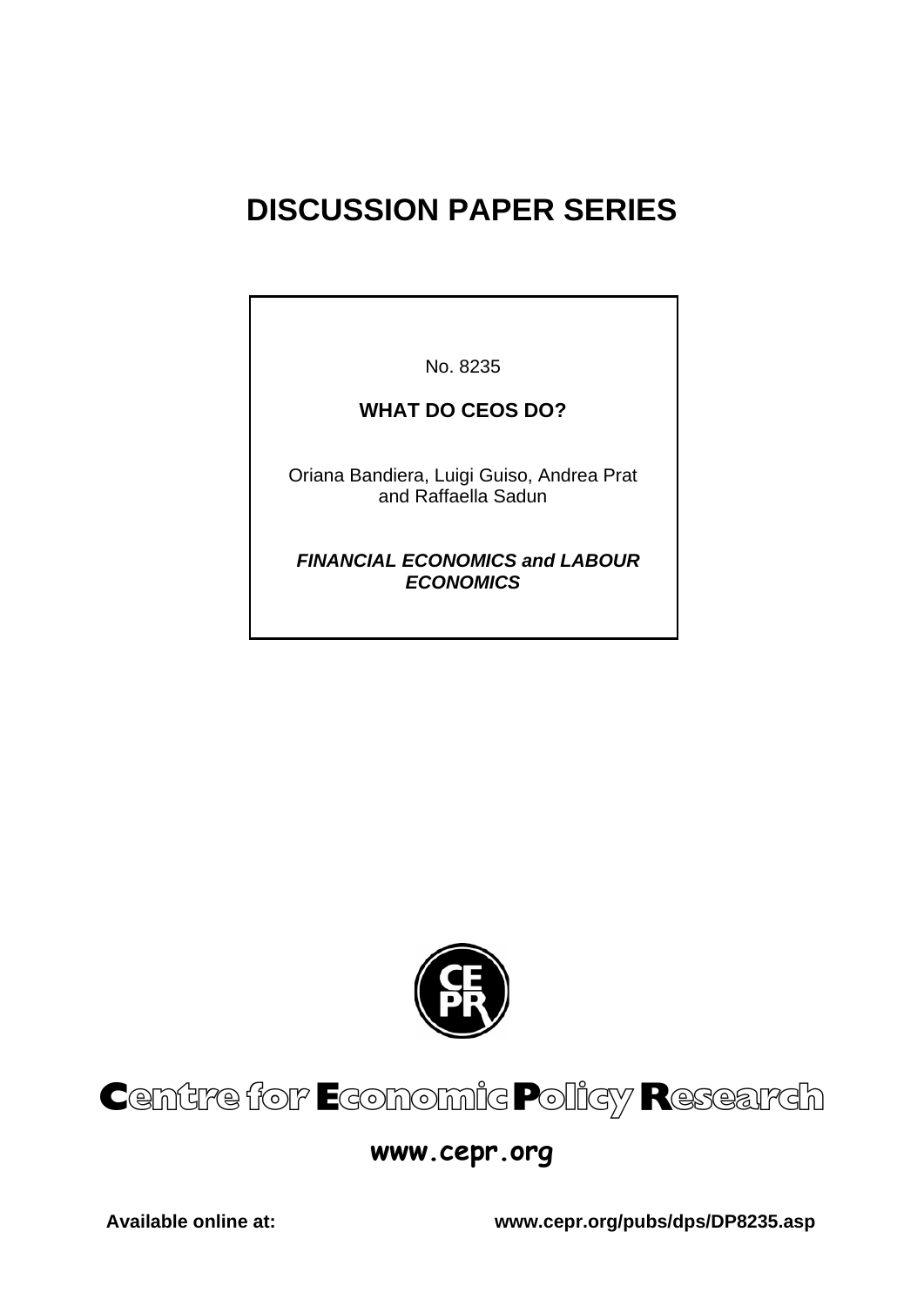# DISCUSSION PAPER SERIES

No. 8235

**WHAT DO CEOS DO?**

Oriana Bandiera, Luigi Guiso, Andrea Prat and Raffaella Sadun

***FINANCIAL ECONOMICS and LABOUR ECONOMICS***

**Centre for Economic Policy Research**

**www.cepr.org**

**Available online at:** **www.cepr.org/pubs/dps/DP8235.asp**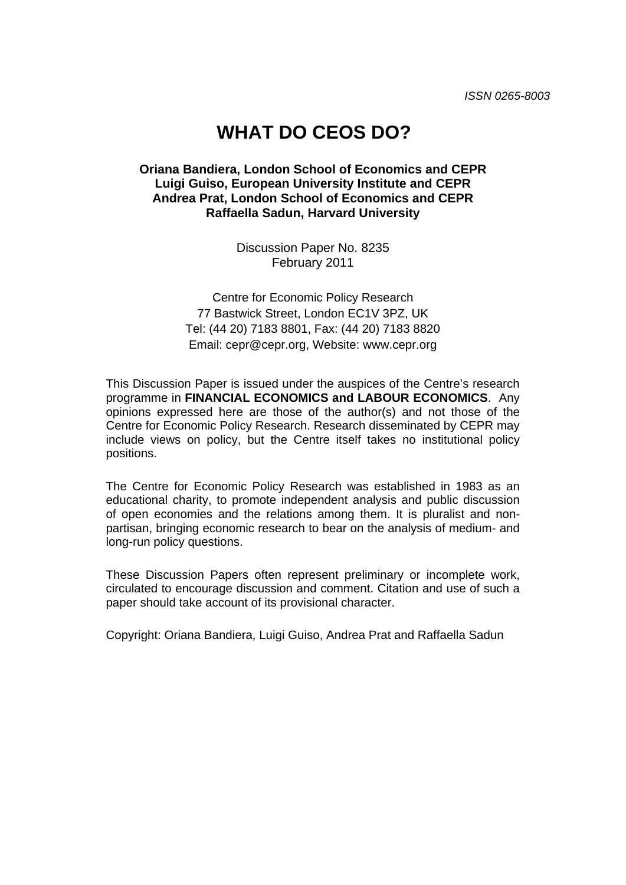ISSN 0265-8003

# WHAT DO CEOS DO?

**Oriana Bandiera, London School of Economics and CEPR**
**Luigi Guiso, European University Institute and CEPR**
**Andrea Prat, London School of Economics and CEPR**
**Raffaella Sadun, Harvard University**

Discussion Paper No. 8235
February 2011

Centre for Economic Policy Research
77 Bastwick Street, London EC1V 3PZ, UK
Tel: (44 20) 7183 8801, Fax: (44 20) 7183 8820
Email: cepr@cepr.org, Website: www.cepr.org

This Discussion Paper is issued under the auspices of the Centre's research programme in **FINANCIAL ECONOMICS and LABOUR ECONOMICS**. Any opinions expressed here are those of the author(s) and not those of the Centre for Economic Policy Research. Research disseminated by CEPR may include views on policy, but the Centre itself takes no institutional policy positions.

The Centre for Economic Policy Research was established in 1983 as an educational charity, to promote independent analysis and public discussion of open economies and the relations among them. It is pluralist and non-partisan, bringing economic research to bear on the analysis of medium- and long-run policy questions.

These Discussion Papers often represent preliminary or incomplete work, circulated to encourage discussion and comment. Citation and use of such a paper should take account of its provisional character.

Copyright: Oriana Bandiera, Luigi Guiso, Andrea Prat and Raffaella Sadun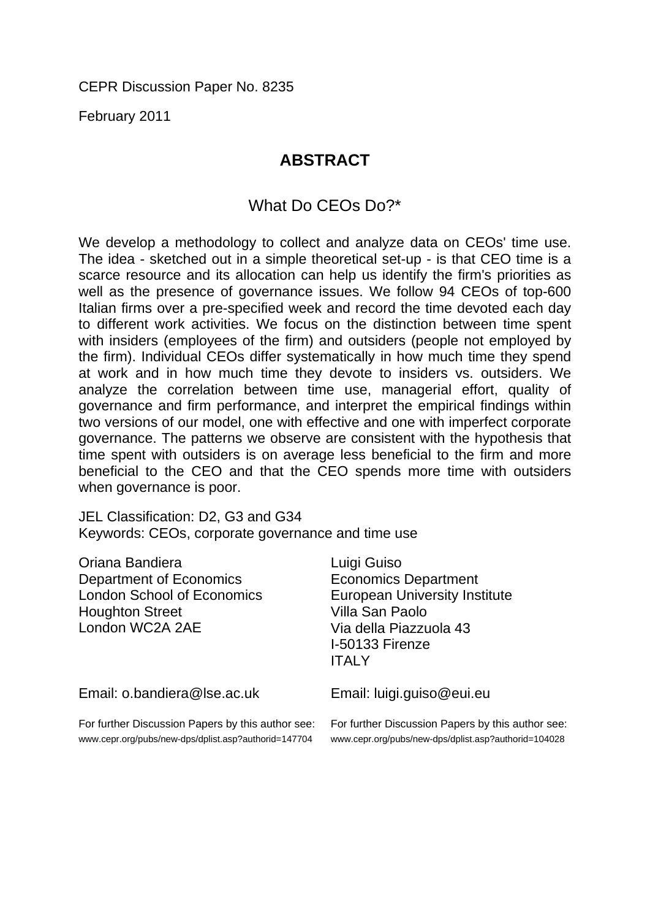CEPR Discussion Paper No. 8235

February 2011

## ABSTRACT

### What Do CEOs Do?*

We develop a methodology to collect and analyze data on CEOs' time use. The idea - sketched out in a simple theoretical set-up - is that CEO time is a scarce resource and its allocation can help us identify the firm's priorities as well as the presence of governance issues. We follow 94 CEOs of top-600 Italian firms over a pre-specified week and record the time devoted each day to different work activities. We focus on the distinction between time spent with insiders (employees of the firm) and outsiders (people not employed by the firm). Individual CEOs differ systematically in how much time they spend at work and in how much time they devote to insiders vs. outsiders. We analyze the correlation between time use, managerial effort, quality of governance and firm performance, and interpret the empirical findings within two versions of our model, one with effective and one with imperfect corporate governance. The patterns we observe are consistent with the hypothesis that time spent with outsiders is on average less beneficial to the firm and more beneficial to the CEO and that the CEO spends more time with outsiders when governance is poor.

JEL Classification: D2, G3 and G34

Keywords: CEOs, corporate governance and time use

Oriana Bandiera
Department of Economics
London School of Economics
Houghton Street
London WC2A 2AE

Email: o.bandiera@lse.ac.uk

For further Discussion Papers by this author see:
www.cepr.org/pubs/new-dps/dplist.asp?authorid=147704

Luigi Guiso
Economics Department
European University Institute
Villa San Paolo
Via della Piazzuola 43
I-50133 Firenze
ITALY

Email: luigi.guiso@eui.eu

For further Discussion Papers by this author see:
www.cepr.org/pubs/new-dps/dplist.asp?authorid=104028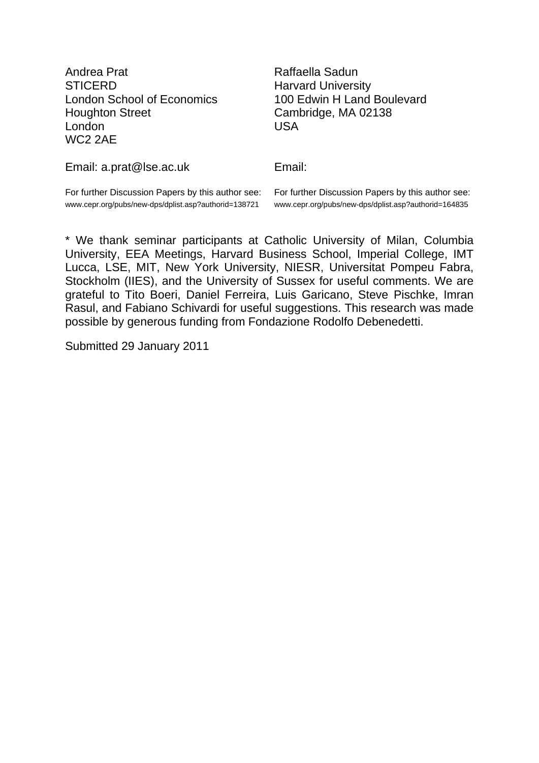Andrea Prat
STICERD
London School of Economics
Houghton Street
London
WC2 2AE

Email: a.prat@lse.ac.uk

For further Discussion Papers by this author see:
www.cepr.org/pubs/new-dps/dplist.asp?authorid=138721

Raffaella Sadun
Harvard University
100 Edwin H Land Boulevard
Cambridge, MA 02138
USA

Email:

For further Discussion Papers by this author see:
www.cepr.org/pubs/new-dps/dplist.asp?authorid=164835

\* We thank seminar participants at Catholic University of Milan, Columbia University, EEA Meetings, Harvard Business School, Imperial College, IMT Lucca, LSE, MIT, New York University, NIESR, Universitat Pompeu Fabra, Stockholm (IIES), and the University of Sussex for useful comments. We are grateful to Tito Boeri, Daniel Ferreira, Luis Garicano, Steve Pischke, Imran Rasul, and Fabiano Schivardi for useful suggestions. This research was made possible by generous funding from Fondazione Rodolfo Debenedetti.

Submitted 29 January 2011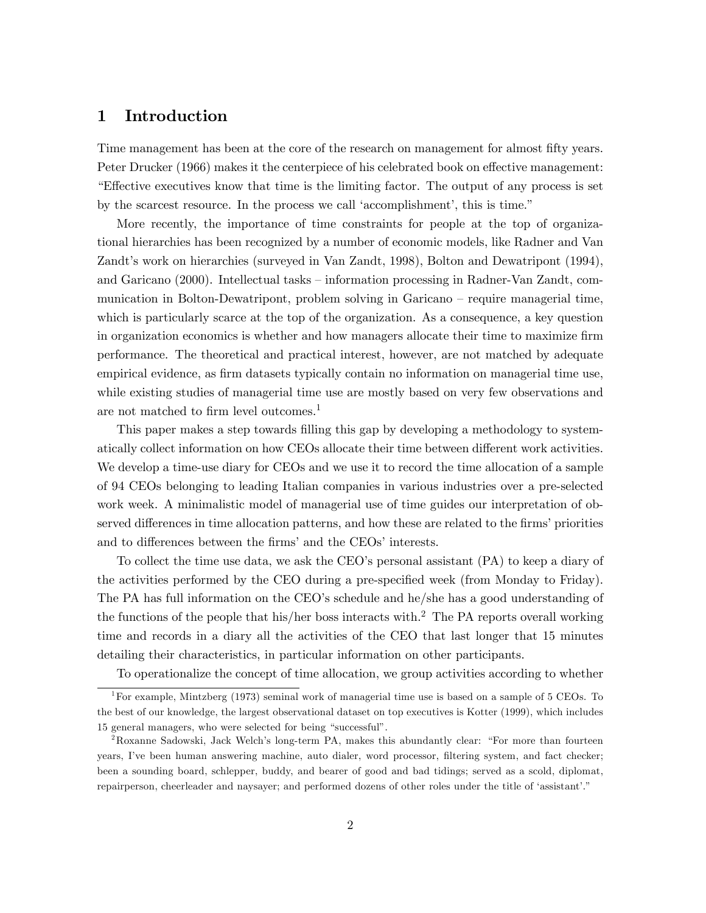# 1 Introduction

Time management has been at the core of the research on management for almost fifty years. Peter Drucker (1966) makes it the centerpiece of his celebrated book on effective management: "Effective executives know that time is the limiting factor. The output of any process is set by the scarcest resource. In the process we call 'accomplishment', this is time."

More recently, the importance of time constraints for people at the top of organizational hierarchies has been recognized by a number of economic models, like Radner and Van Zandt's work on hierarchies (surveyed in Van Zandt, 1998), Bolton and Dewatripont (1994), and Garicano (2000). Intellectual tasks – information processing in Radner-Van Zandt, communication in Bolton-Dewatripont, problem solving in Garicano – require managerial time, which is particularly scarce at the top of the organization. As a consequence, a key question in organization economics is whether and how managers allocate their time to maximize firm performance. The theoretical and practical interest, however, are not matched by adequate empirical evidence, as firm datasets typically contain no information on managerial time use, while existing studies of managerial time use are mostly based on very few observations and are not matched to firm level outcomes.[1]

This paper makes a step towards filling this gap by developing a methodology to systematically collect information on how CEOs allocate their time between different work activities. We develop a time-use diary for CEOs and we use it to record the time allocation of a sample of 94 CEOs belonging to leading Italian companies in various industries over a pre-selected work week. A minimalistic model of managerial use of time guides our interpretation of observed differences in time allocation patterns, and how these are related to the firms' priorities and to differences between the firms' and the CEOs' interests.

To collect the time use data, we ask the CEO's personal assistant (PA) to keep a diary of the activities performed by the CEO during a pre-specified week (from Monday to Friday). The PA has full information on the CEO's schedule and he/she has a good understanding of the functions of the people that his/her boss interacts with.[2] The PA reports overall working time and records in a diary all the activities of the CEO that last longer that 15 minutes detailing their characteristics, in particular information on other participants.

To operationalize the concept of time allocation, we group activities according to whether

---

[1] For example, Mintzberg (1973) seminal work of managerial time use is based on a sample of 5 CEOs. To the best of our knowledge, the largest observational dataset on top executives is Kotter (1999), which includes 15 general managers, who were selected for being "successful".

[2] Roxanne Sadowski, Jack Welch's long-term PA, makes this abundantly clear: "For more than fourteen years, I've been human answering machine, auto dialer, word processor, filtering system, and fact checker; been a sounding board, schlepper, buddy, and bearer of good and bad tidings; served as a scold, diplomat, repairperson, cheerleader and naysayer; and performed dozens of other roles under the title of 'assistant'."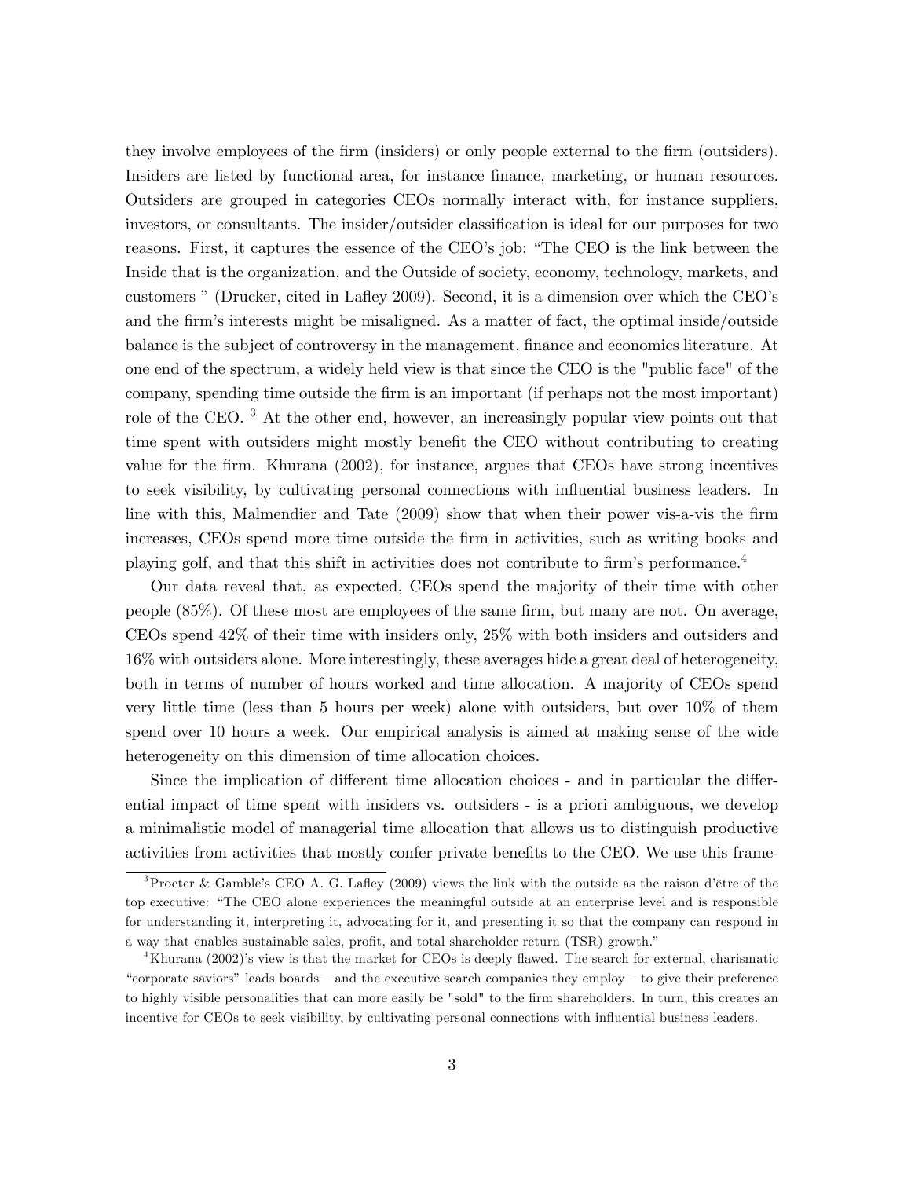they involve employees of the firm (insiders) or only people external to the firm (outsiders). Insiders are listed by functional area, for instance finance, marketing, or human resources. Outsiders are grouped in categories CEOs normally interact with, for instance suppliers, investors, or consultants. The insider/outsider classification is ideal for our purposes for two reasons. First, it captures the essence of the CEO's job: "The CEO is the link between the Inside that is the organization, and the Outside of society, economy, technology, markets, and customers " (Drucker, cited in Lafley 2009). Second, it is a dimension over which the CEO's and the firm's interests might be misaligned. As a matter of fact, the optimal inside/outside balance is the subject of controversy in the management, finance and economics literature. At one end of the spectrum, a widely held view is that since the CEO is the "public face" of the company, spending time outside the firm is an important (if perhaps not the most important) role of the CEO. [3] At the other end, however, an increasingly popular view points out that time spent with outsiders might mostly benefit the CEO without contributing to creating value for the firm. Khurana (2002), for instance, argues that CEOs have strong incentives to seek visibility, by cultivating personal connections with influential business leaders. In line with this, Malmendier and Tate (2009) show that when their power vis-a-vis the firm increases, CEOs spend more time outside the firm in activities, such as writing books and playing golf, and that this shift in activities does not contribute to firm's performance.[4]

Our data reveal that, as expected, CEOs spend the majority of their time with other people (85%). Of these most are employees of the same firm, but many are not. On average, CEOs spend 42% of their time with insiders only, 25% with both insiders and outsiders and 16% with outsiders alone. More interestingly, these averages hide a great deal of heterogeneity, both in terms of number of hours worked and time allocation. A majority of CEOs spend very little time (less than 5 hours per week) alone with outsiders, but over 10% of them spend over 10 hours a week. Our empirical analysis is aimed at making sense of the wide heterogeneity on this dimension of time allocation choices.

Since the implication of different time allocation choices - and in particular the differential impact of time spent with insiders vs. outsiders - is a priori ambiguous, we develop a minimalistic model of managerial time allocation that allows us to distinguish productive activities from activities that mostly confer private benefits to the CEO. We use this frame-

[3] Procter & Gamble's CEO A. G. Lafley (2009) views the link with the outside as the raison d'être of the top executive: "The CEO alone experiences the meaningful outside at an enterprise level and is responsible for understanding it, interpreting it, advocating for it, and presenting it so that the company can respond in a way that enables sustainable sales, profit, and total shareholder return (TSR) growth."

[4] Khurana (2002)'s view is that the market for CEOs is deeply flawed. The search for external, charismatic "corporate saviors" leads boards – and the executive search companies they employ – to give their preference to highly visible personalities that can more easily be "sold" to the firm shareholders. In turn, this creates an incentive for CEOs to seek visibility, by cultivating personal connections with influential business leaders.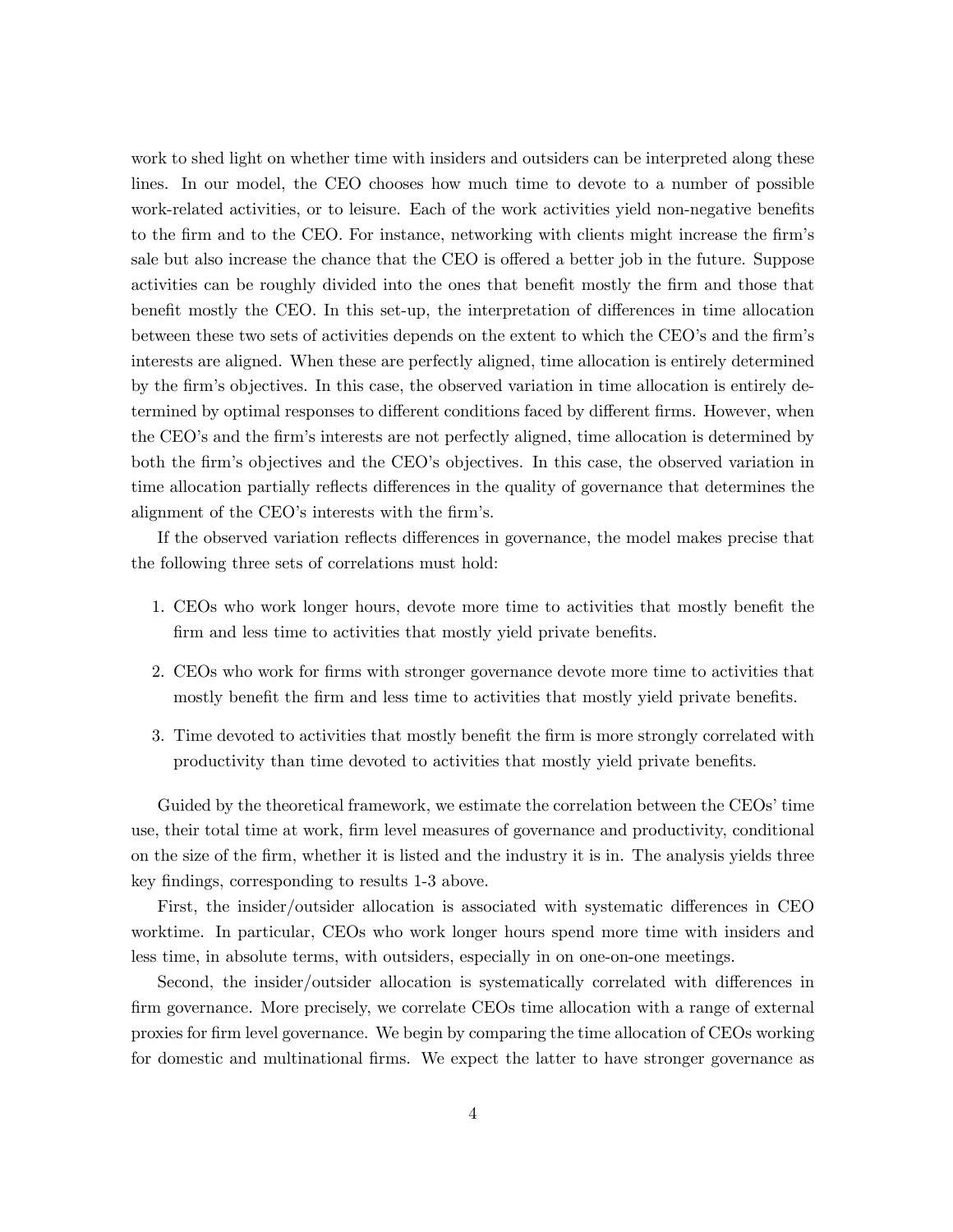work to shed light on whether time with insiders and outsiders can be interpreted along these lines. In our model, the CEO chooses how much time to devote to a number of possible work-related activities, or to leisure. Each of the work activities yield non-negative benefits to the firm and to the CEO. For instance, networking with clients might increase the firm's sale but also increase the chance that the CEO is offered a better job in the future. Suppose activities can be roughly divided into the ones that benefit mostly the firm and those that benefit mostly the CEO. In this set-up, the interpretation of differences in time allocation between these two sets of activities depends on the extent to which the CEO's and the firm's interests are aligned. When these are perfectly aligned, time allocation is entirely determined by the firm's objectives. In this case, the observed variation in time allocation is entirely determined by optimal responses to different conditions faced by different firms. However, when the CEO's and the firm's interests are not perfectly aligned, time allocation is determined by both the firm's objectives and the CEO's objectives. In this case, the observed variation in time allocation partially reflects differences in the quality of governance that determines the alignment of the CEO's interests with the firm's.

If the observed variation reflects differences in governance, the model makes precise that the following three sets of correlations must hold:

1. CEOs who work longer hours, devote more time to activities that mostly benefit the firm and less time to activities that mostly yield private benefits.
2. CEOs who work for firms with stronger governance devote more time to activities that mostly benefit the firm and less time to activities that mostly yield private benefits.
3. Time devoted to activities that mostly benefit the firm is more strongly correlated with productivity than time devoted to activities that mostly yield private benefits.

Guided by the theoretical framework, we estimate the correlation between the CEOs' time use, their total time at work, firm level measures of governance and productivity, conditional on the size of the firm, whether it is listed and the industry it is in. The analysis yields three key findings, corresponding to results 1-3 above.

First, the insider/outsider allocation is associated with systematic differences in CEO worktime. In particular, CEOs who work longer hours spend more time with insiders and less time, in absolute terms, with outsiders, especially in on one-on-one meetings.

Second, the insider/outsider allocation is systematically correlated with differences in firm governance. More precisely, we correlate CEOs time allocation with a range of external proxies for firm level governance. We begin by comparing the time allocation of CEOs working for domestic and multinational firms. We expect the latter to have stronger governance as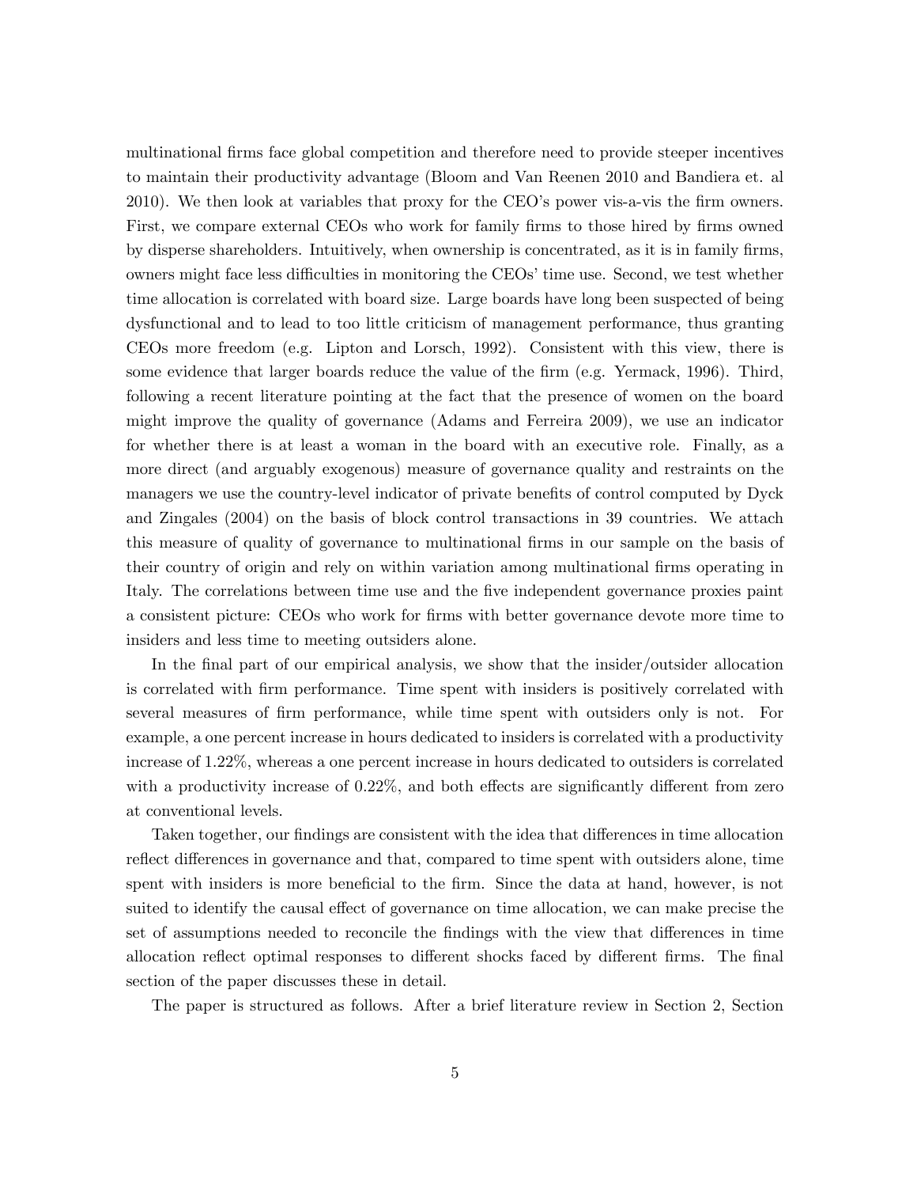multinational firms face global competition and therefore need to provide steeper incentives to maintain their productivity advantage (Bloom and Van Reenen 2010 and Bandiera et. al 2010). We then look at variables that proxy for the CEO's power vis-a-vis the firm owners. First, we compare external CEOs who work for family firms to those hired by firms owned by disperse shareholders. Intuitively, when ownership is concentrated, as it is in family firms, owners might face less difficulties in monitoring the CEOs' time use. Second, we test whether time allocation is correlated with board size. Large boards have long been suspected of being dysfunctional and to lead to too little criticism of management performance, thus granting CEOs more freedom (e.g. Lipton and Lorsch, 1992). Consistent with this view, there is some evidence that larger boards reduce the value of the firm (e.g. Yermack, 1996). Third, following a recent literature pointing at the fact that the presence of women on the board might improve the quality of governance (Adams and Ferreira 2009), we use an indicator for whether there is at least a woman in the board with an executive role. Finally, as a more direct (and arguably exogenous) measure of governance quality and restraints on the managers we use the country-level indicator of private benefits of control computed by Dyck and Zingales (2004) on the basis of block control transactions in 39 countries. We attach this measure of quality of governance to multinational firms in our sample on the basis of their country of origin and rely on within variation among multinational firms operating in Italy. The correlations between time use and the five independent governance proxies paint a consistent picture: CEOs who work for firms with better governance devote more time to insiders and less time to meeting outsiders alone.

In the final part of our empirical analysis, we show that the insider/outsider allocation is correlated with firm performance. Time spent with insiders is positively correlated with several measures of firm performance, while time spent with outsiders only is not. For example, a one percent increase in hours dedicated to insiders is correlated with a productivity increase of 1.22%, whereas a one percent increase in hours dedicated to outsiders is correlated with a productivity increase of 0.22%, and both effects are significantly different from zero at conventional levels.

Taken together, our findings are consistent with the idea that differences in time allocation reflect differences in governance and that, compared to time spent with outsiders alone, time spent with insiders is more beneficial to the firm. Since the data at hand, however, is not suited to identify the causal effect of governance on time allocation, we can make precise the set of assumptions needed to reconcile the findings with the view that differences in time allocation reflect optimal responses to different shocks faced by different firms. The final section of the paper discusses these in detail.

The paper is structured as follows. After a brief literature review in Section 2, Section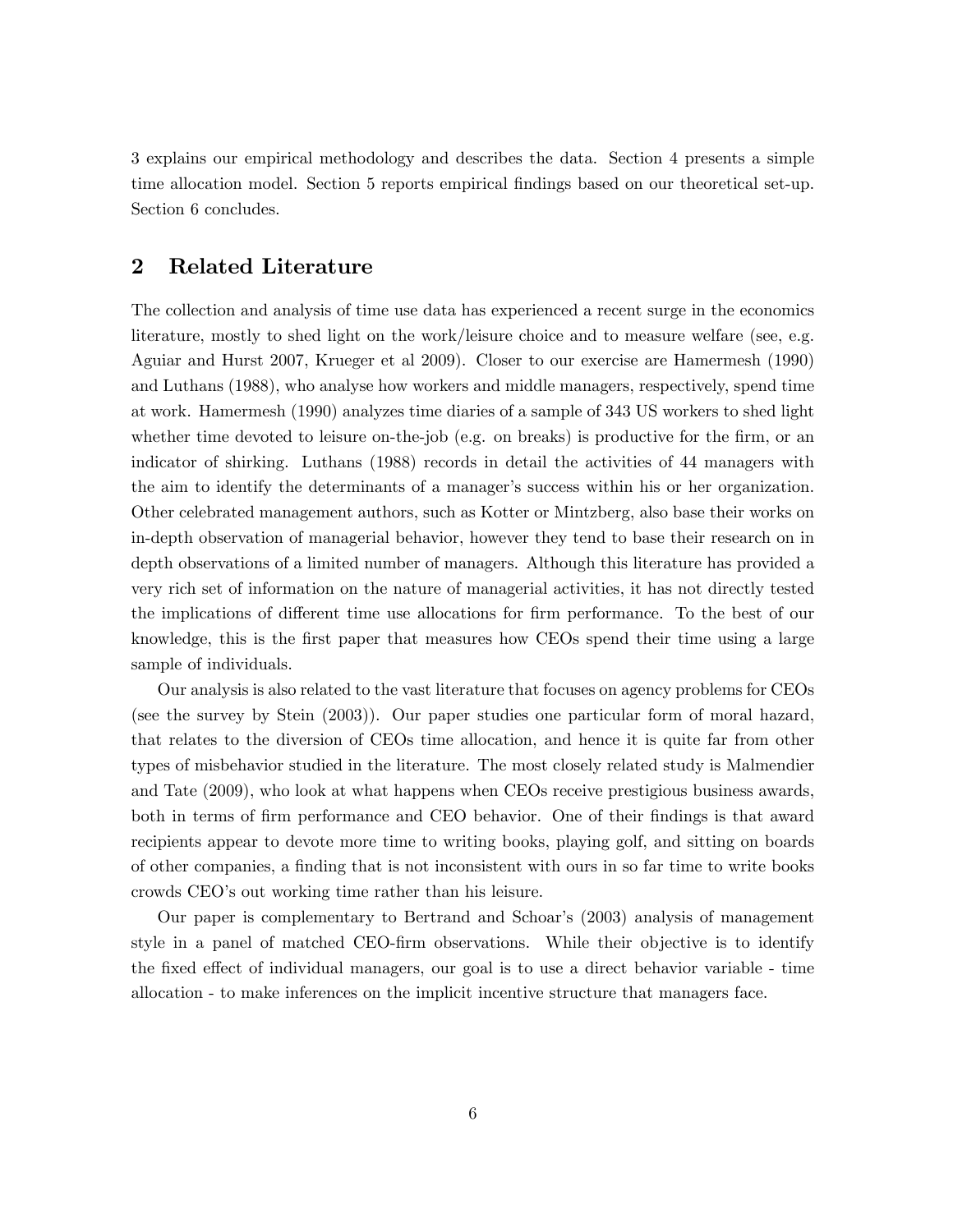3 explains our empirical methodology and describes the data. Section 4 presents a simple time allocation model. Section 5 reports empirical findings based on our theoretical set-up. Section 6 concludes.

## 2 Related Literature

The collection and analysis of time use data has experienced a recent surge in the economics literature, mostly to shed light on the work/leisure choice and to measure welfare (see, e.g. Aguiar and Hurst 2007, Krueger et al 2009). Closer to our exercise are Hamermesh (1990) and Luthans (1988), who analyse how workers and middle managers, respectively, spend time at work. Hamermesh (1990) analyzes time diaries of a sample of 343 US workers to shed light whether time devoted to leisure on-the-job (e.g. on breaks) is productive for the firm, or an indicator of shirking. Luthans (1988) records in detail the activities of 44 managers with the aim to identify the determinants of a manager's success within his or her organization. Other celebrated management authors, such as Kotter or Mintzberg, also base their works on in-depth observation of managerial behavior, however they tend to base their research on in depth observations of a limited number of managers. Although this literature has provided a very rich set of information on the nature of managerial activities, it has not directly tested the implications of different time use allocations for firm performance. To the best of our knowledge, this is the first paper that measures how CEOs spend their time using a large sample of individuals.

Our analysis is also related to the vast literature that focuses on agency problems for CEOs (see the survey by Stein (2003)). Our paper studies one particular form of moral hazard, that relates to the diversion of CEOs time allocation, and hence it is quite far from other types of misbehavior studied in the literature. The most closely related study is Malmendier and Tate (2009), who look at what happens when CEOs receive prestigious business awards, both in terms of firm performance and CEO behavior. One of their findings is that award recipients appear to devote more time to writing books, playing golf, and sitting on boards of other companies, a finding that is not inconsistent with ours in so far time to write books crowds CEO's out working time rather than his leisure.

Our paper is complementary to Bertrand and Schoar's (2003) analysis of management style in a panel of matched CEO-firm observations. While their objective is to identify the fixed effect of individual managers, our goal is to use a direct behavior variable - time allocation - to make inferences on the implicit incentive structure that managers face.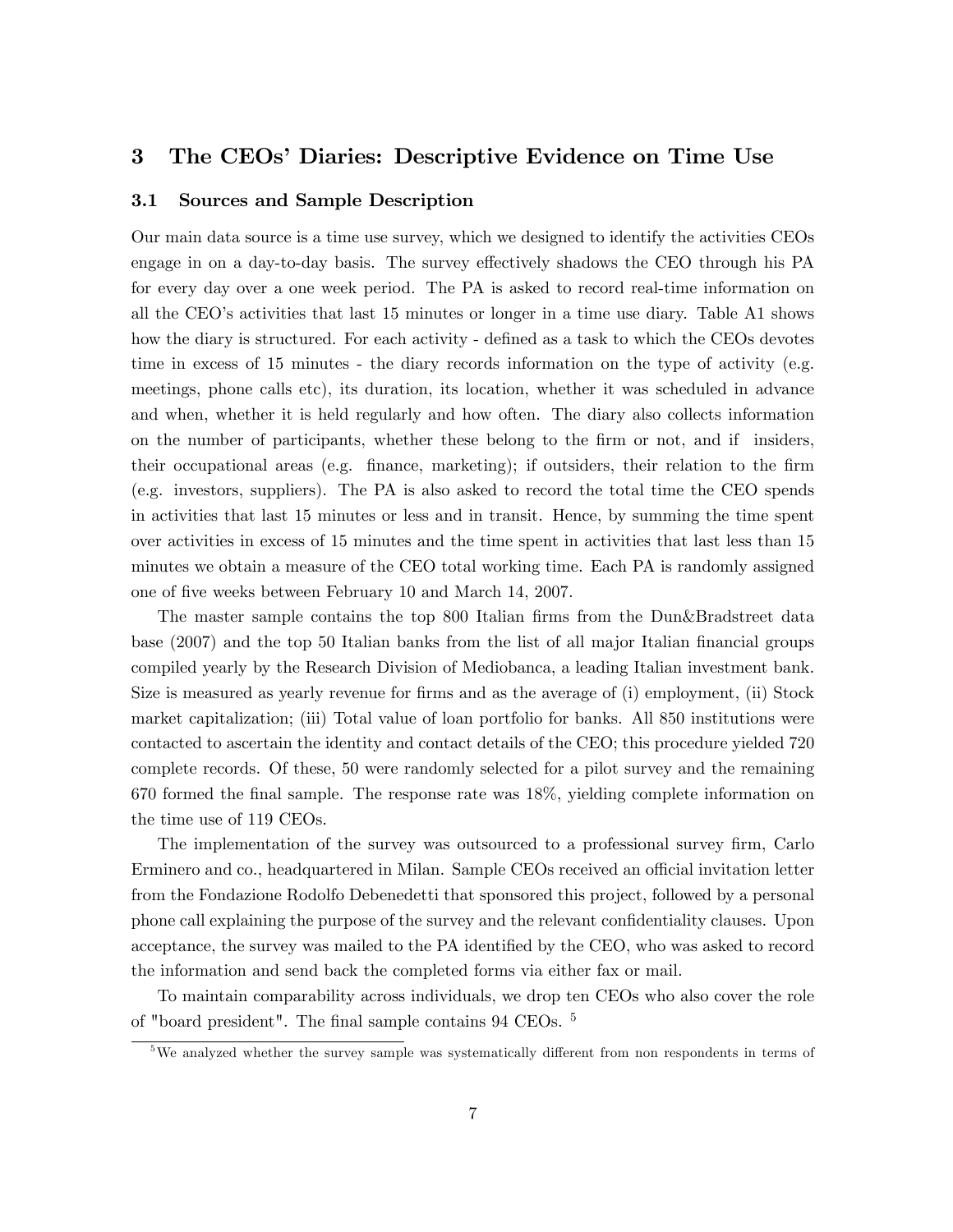## 3 The CEOs' Diaries: Descriptive Evidence on Time Use

### 3.1 Sources and Sample Description

Our main data source is a time use survey, which we designed to identify the activities CEOs engage in on a day-to-day basis. The survey effectively shadows the CEO through his PA for every day over a one week period. The PA is asked to record real-time information on all the CEO's activities that last 15 minutes or longer in a time use diary. Table A1 shows how the diary is structured. For each activity - defined as a task to which the CEOs devotes time in excess of 15 minutes - the diary records information on the type of activity (e.g. meetings, phone calls etc), its duration, its location, whether it was scheduled in advance and when, whether it is held regularly and how often. The diary also collects information on the number of participants, whether these belong to the firm or not, and if insiders, their occupational areas (e.g. finance, marketing); if outsiders, their relation to the firm (e.g. investors, suppliers). The PA is also asked to record the total time the CEO spends in activities that last 15 minutes or less and in transit. Hence, by summing the time spent over activities in excess of 15 minutes and the time spent in activities that last less than 15 minutes we obtain a measure of the CEO total working time. Each PA is randomly assigned one of five weeks between February 10 and March 14, 2007.

The master sample contains the top 800 Italian firms from the Dun&Bradstreet data base (2007) and the top 50 Italian banks from the list of all major Italian financial groups compiled yearly by the Research Division of Mediobanca, a leading Italian investment bank. Size is measured as yearly revenue for firms and as the average of (i) employment, (ii) Stock market capitalization; (iii) Total value of loan portfolio for banks. All 850 institutions were contacted to ascertain the identity and contact details of the CEO; this procedure yielded 720 complete records. Of these, 50 were randomly selected for a pilot survey and the remaining 670 formed the final sample. The response rate was 18%, yielding complete information on the time use of 119 CEOs.

The implementation of the survey was outsourced to a professional survey firm, Carlo Erminero and co., headquartered in Milan. Sample CEOs received an official invitation letter from the Fondazione Rodolfo Debenedetti that sponsored this project, followed by a personal phone call explaining the purpose of the survey and the relevant confidentiality clauses. Upon acceptance, the survey was mailed to the PA identified by the CEO, who was asked to record the information and send back the completed forms via either fax or mail.

To maintain comparability across individuals, we drop ten CEOs who also cover the role of "board president". The final sample contains 94 CEOs. [5]

[5] We analyzed whether the survey sample was systematically different from non respondents in terms of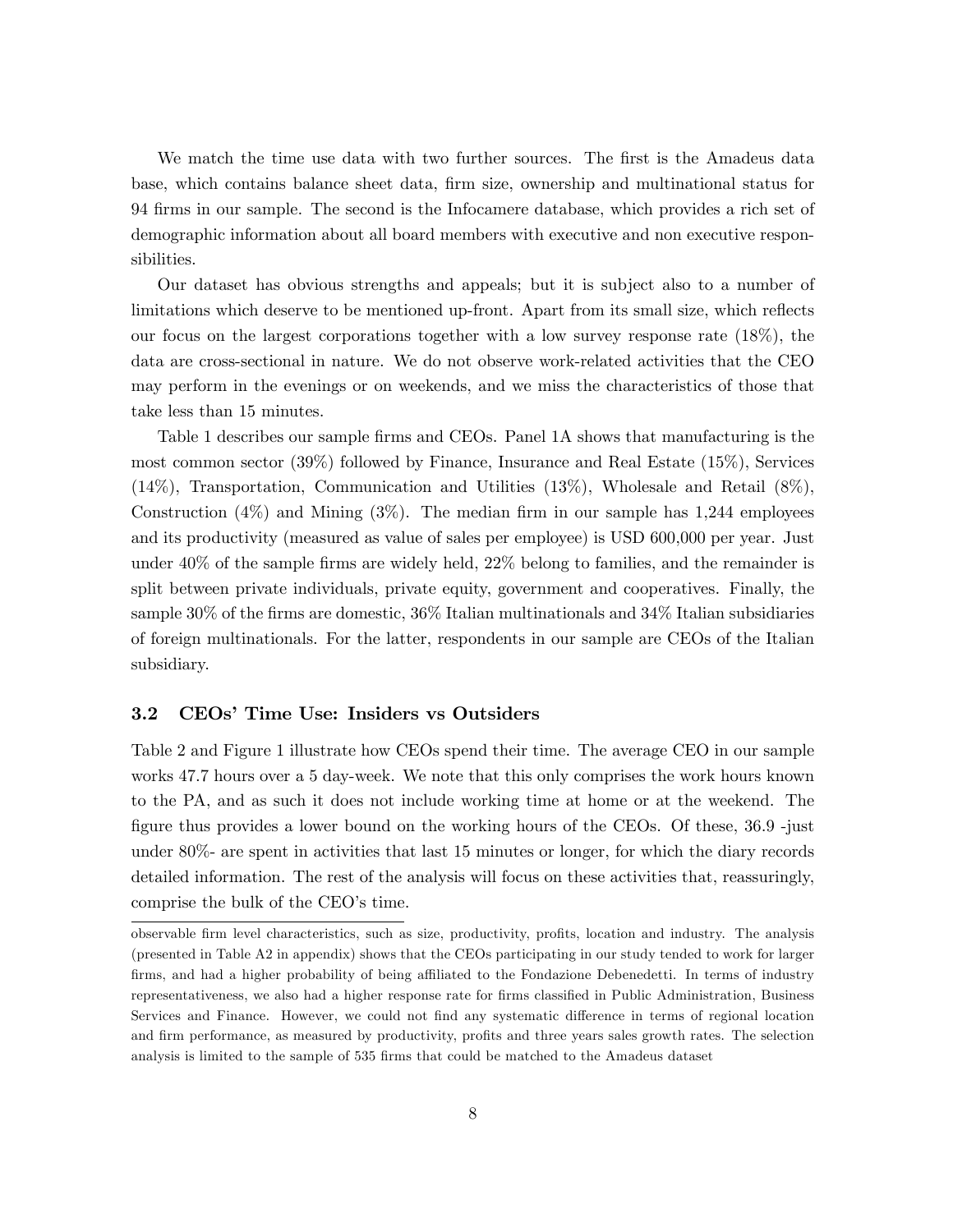We match the time use data with two further sources. The first is the Amadeus data base, which contains balance sheet data, firm size, ownership and multinational status for 94 firms in our sample. The second is the Infocamere database, which provides a rich set of demographic information about all board members with executive and non executive responsibilities.

Our dataset has obvious strengths and appeals; but it is subject also to a number of limitations which deserve to be mentioned up-front. Apart from its small size, which reflects our focus on the largest corporations together with a low survey response rate (18%), the data are cross-sectional in nature. We do not observe work-related activities that the CEO may perform in the evenings or on weekends, and we miss the characteristics of those that take less than 15 minutes.

Table 1 describes our sample firms and CEOs. Panel 1A shows that manufacturing is the most common sector (39%) followed by Finance, Insurance and Real Estate (15%), Services (14%), Transportation, Communication and Utilities (13%), Wholesale and Retail (8%), Construction (4%) and Mining (3%). The median firm in our sample has 1,244 employees and its productivity (measured as value of sales per employee) is USD 600,000 per year. Just under 40% of the sample firms are widely held, 22% belong to families, and the remainder is split between private individuals, private equity, government and cooperatives. Finally, the sample 30% of the firms are domestic, 36% Italian multinationals and 34% Italian subsidiaries of foreign multinationals. For the latter, respondents in our sample are CEOs of the Italian subsidiary.

### 3.2 CEOs' Time Use: Insiders vs Outsiders

Table 2 and Figure 1 illustrate how CEOs spend their time. The average CEO in our sample works 47.7 hours over a 5 day-week. We note that this only comprises the work hours known to the PA, and as such it does not include working time at home or at the weekend. The figure thus provides a lower bound on the working hours of the CEOs. Of these, 36.9 -just under 80%- are spent in activities that last 15 minutes or longer, for which the diary records detailed information. The rest of the analysis will focus on these activities that, reassuringly, comprise the bulk of the CEO's time.

---

observable firm level characteristics, such as size, productivity, profits, location and industry. The analysis (presented in Table A2 in appendix) shows that the CEOs participating in our study tended to work for larger firms, and had a higher probability of being affiliated to the Fondazione Debenedetti. In terms of industry representativeness, we also had a higher response rate for firms classified in Public Administration, Business Services and Finance. However, we could not find any systematic difference in terms of regional location and firm performance, as measured by productivity, profits and three years sales growth rates. The selection analysis is limited to the sample of 535 firms that could be matched to the Amadeus dataset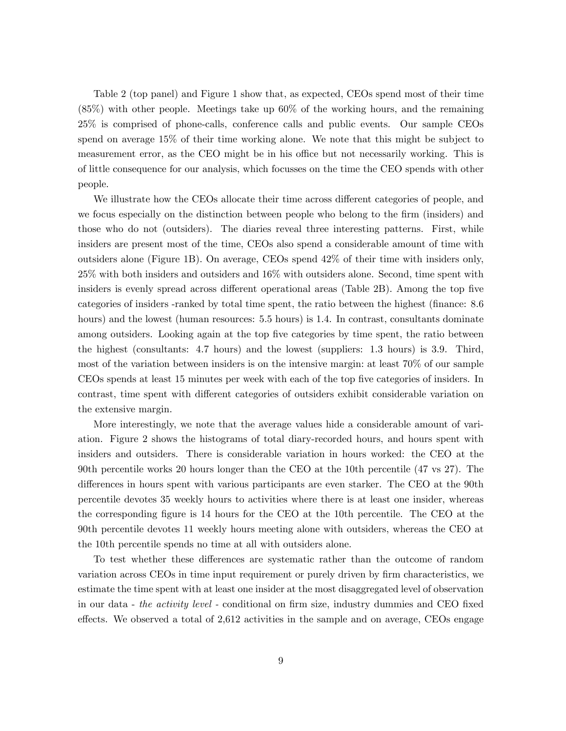Table 2 (top panel) and Figure 1 show that, as expected, CEOs spend most of their time (85%) with other people. Meetings take up 60% of the working hours, and the remaining 25% is comprised of phone-calls, conference calls and public events. Our sample CEOs spend on average 15% of their time working alone. We note that this might be subject to measurement error, as the CEO might be in his office but not necessarily working. This is of little consequence for our analysis, which focusses on the time the CEO spends with other people.

We illustrate how the CEOs allocate their time across different categories of people, and we focus especially on the distinction between people who belong to the firm (insiders) and those who do not (outsiders). The diaries reveal three interesting patterns. First, while insiders are present most of the time, CEOs also spend a considerable amount of time with outsiders alone (Figure 1B). On average, CEOs spend 42% of their time with insiders only, 25% with both insiders and outsiders and 16% with outsiders alone. Second, time spent with insiders is evenly spread across different operational areas (Table 2B). Among the top five categories of insiders -ranked by total time spent, the ratio between the highest (finance: 8.6 hours) and the lowest (human resources: 5.5 hours) is 1.4. In contrast, consultants dominate among outsiders. Looking again at the top five categories by time spent, the ratio between the highest (consultants: 4.7 hours) and the lowest (suppliers: 1.3 hours) is 3.9. Third, most of the variation between insiders is on the intensive margin: at least 70% of our sample CEOs spends at least 15 minutes per week with each of the top five categories of insiders. In contrast, time spent with different categories of outsiders exhibit considerable variation on the extensive margin.

More interestingly, we note that the average values hide a considerable amount of variation. Figure 2 shows the histograms of total diary-recorded hours, and hours spent with insiders and outsiders. There is considerable variation in hours worked: the CEO at the 90th percentile works 20 hours longer than the CEO at the 10th percentile (47 vs 27). The differences in hours spent with various participants are even starker. The CEO at the 90th percentile devotes 35 weekly hours to activities where there is at least one insider, whereas the corresponding figure is 14 hours for the CEO at the 10th percentile. The CEO at the 90th percentile devotes 11 weekly hours meeting alone with outsiders, whereas the CEO at the 10th percentile spends no time at all with outsiders alone.

To test whether these differences are systematic rather than the outcome of random variation across CEOs in time input requirement or purely driven by firm characteristics, we estimate the time spent with at least one insider at the most disaggregated level of observation in our data - *the activity level* - conditional on firm size, industry dummies and CEO fixed effects. We observed a total of 2,612 activities in the sample and on average, CEOs engage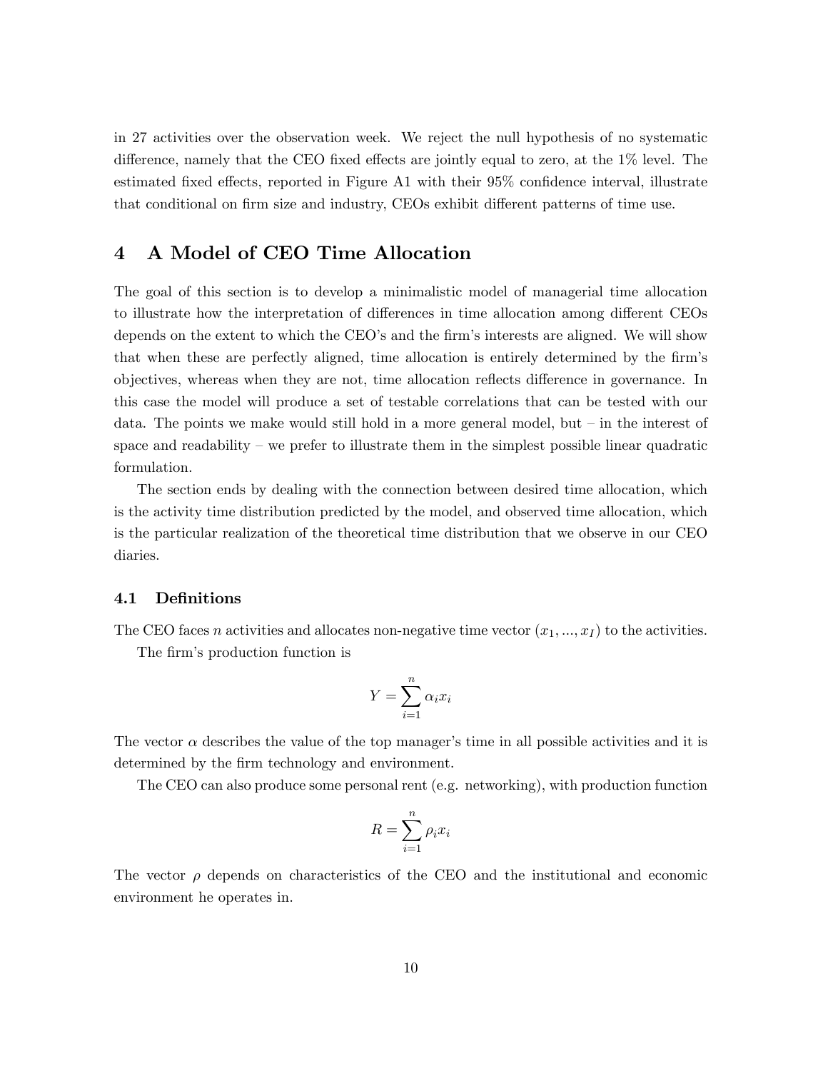in 27 activities over the observation week. We reject the null hypothesis of no systematic difference, namely that the CEO fixed effects are jointly equal to zero, at the 1% level. The estimated fixed effects, reported in Figure A1 with their 95% confidence interval, illustrate that conditional on firm size and industry, CEOs exhibit different patterns of time use.

# 4 A Model of CEO Time Allocation

The goal of this section is to develop a minimalistic model of managerial time allocation to illustrate how the interpretation of differences in time allocation among different CEOs depends on the extent to which the CEO's and the firm's interests are aligned. We will show that when these are perfectly aligned, time allocation is entirely determined by the firm's objectives, whereas when they are not, time allocation reflects difference in governance. In this case the model will produce a set of testable correlations that can be tested with our data. The points we make would still hold in a more general model, but – in the interest of space and readability – we prefer to illustrate them in the simplest possible linear quadratic formulation.

The section ends by dealing with the connection between desired time allocation, which is the activity time distribution predicted by the model, and observed time allocation, which is the particular realization of the theoretical time distribution that we observe in our CEO diaries.

## 4.1 Definitions

The CEO faces $n$ activities and allocates non-negative time vector $(x_1, ..., x_I)$ to the activities.

The firm's production function is

$$Y = \sum_{i=1}^{n} \alpha_i x_i$$

The vector $\alpha$ describes the value of the top manager's time in all possible activities and it is determined by the firm technology and environment.

The CEO can also produce some personal rent (e.g. networking), with production function

$$R = \sum_{i=1}^{n} \rho_i x_i$$

The vector $\rho$ depends on characteristics of the CEO and the institutional and economic environment he operates in.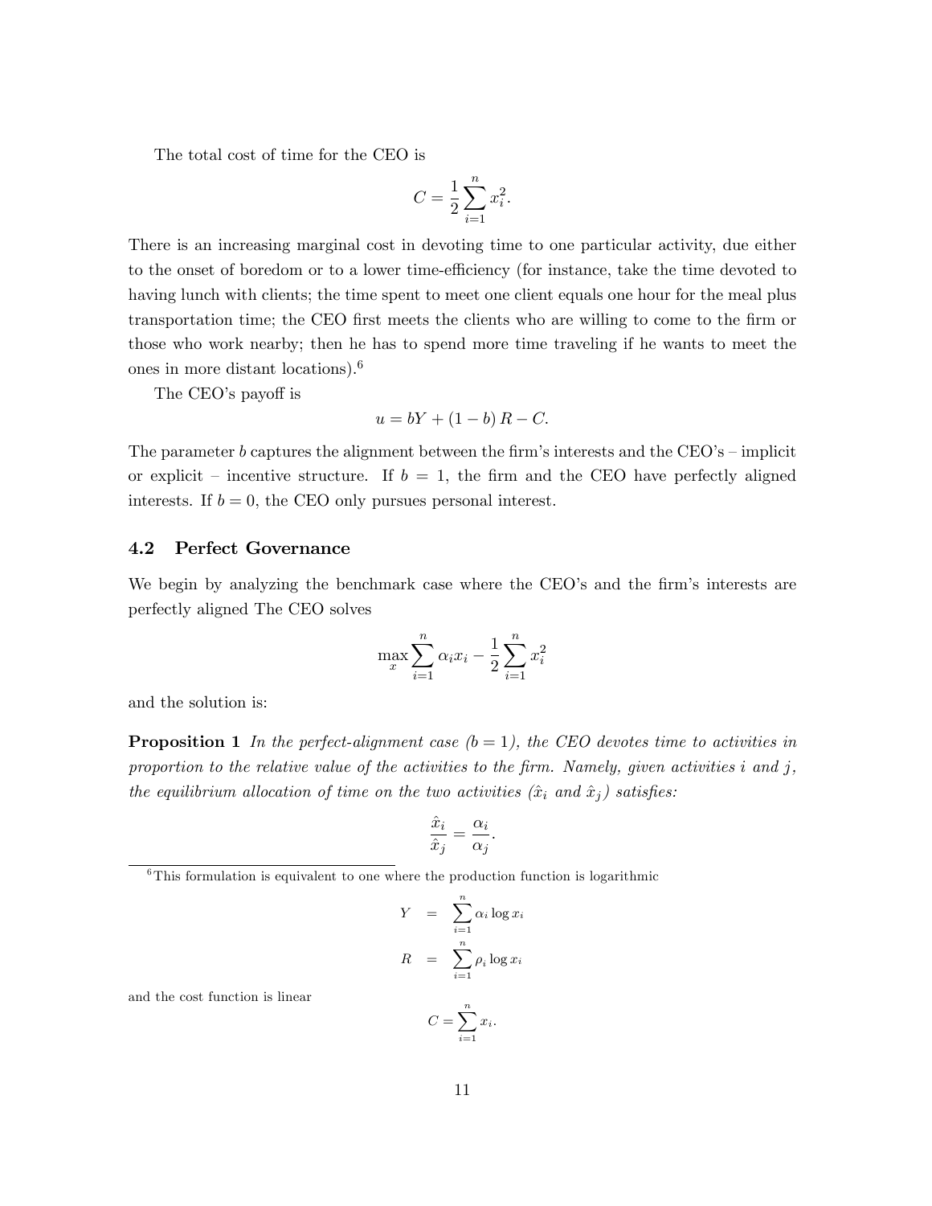The total cost of time for the CEO is

$$C = \frac{1}{2} \sum_{i=1}^{n} x_i^2.$$

There is an increasing marginal cost in devoting time to one particular activity, due either to the onset of boredom or to a lower time-efficiency (for instance, take the time devoted to having lunch with clients; the time spent to meet one client equals one hour for the meal plus transportation time; the CEO first meets the clients who are willing to come to the firm or those who work nearby; then he has to spend more time traveling if he wants to meet the ones in more distant locations).[6]

The CEO's payoff is

$$u = bY + (1 - b) R - C.$$

The parameter $b$ captures the alignment between the firm's interests and the CEO's – implicit or explicit – incentive structure. If $b = 1$, the firm and the CEO have perfectly aligned interests. If $b = 0$, the CEO only pursues personal interest.

## 4.2 Perfect Governance

We begin by analyzing the benchmark case where the CEO's and the firm's interests are perfectly aligned The CEO solves

$$\max_{x} \sum_{i=1}^{n} \alpha_i x_i - \frac{1}{2} \sum_{i=1}^{n} x_i^2$$

and the solution is:

**Proposition 1** *In the perfect-alignment case ($b = 1$), the CEO devotes time to activities in proportion to the relative value of the activities to the firm. Namely, given activities $i$ and $j$, the equilibrium allocation of time on the two activities ($\hat{x}_i$ and $\hat{x}_j$) satisfies:*

$$\frac{\hat{x}_i}{\hat{x}_j} = \frac{\alpha_i}{\alpha_j}.$$

[6] This formulation is equivalent to one where the production function is logarithmic

$$Y = \sum_{i=1}^{n} \alpha_i \log x_i$$
$$R = \sum_{i=1}^{n} \rho_i \log x_i$$

and the cost function is linear

$$C = \sum_{i=1}^{n} x_i.$$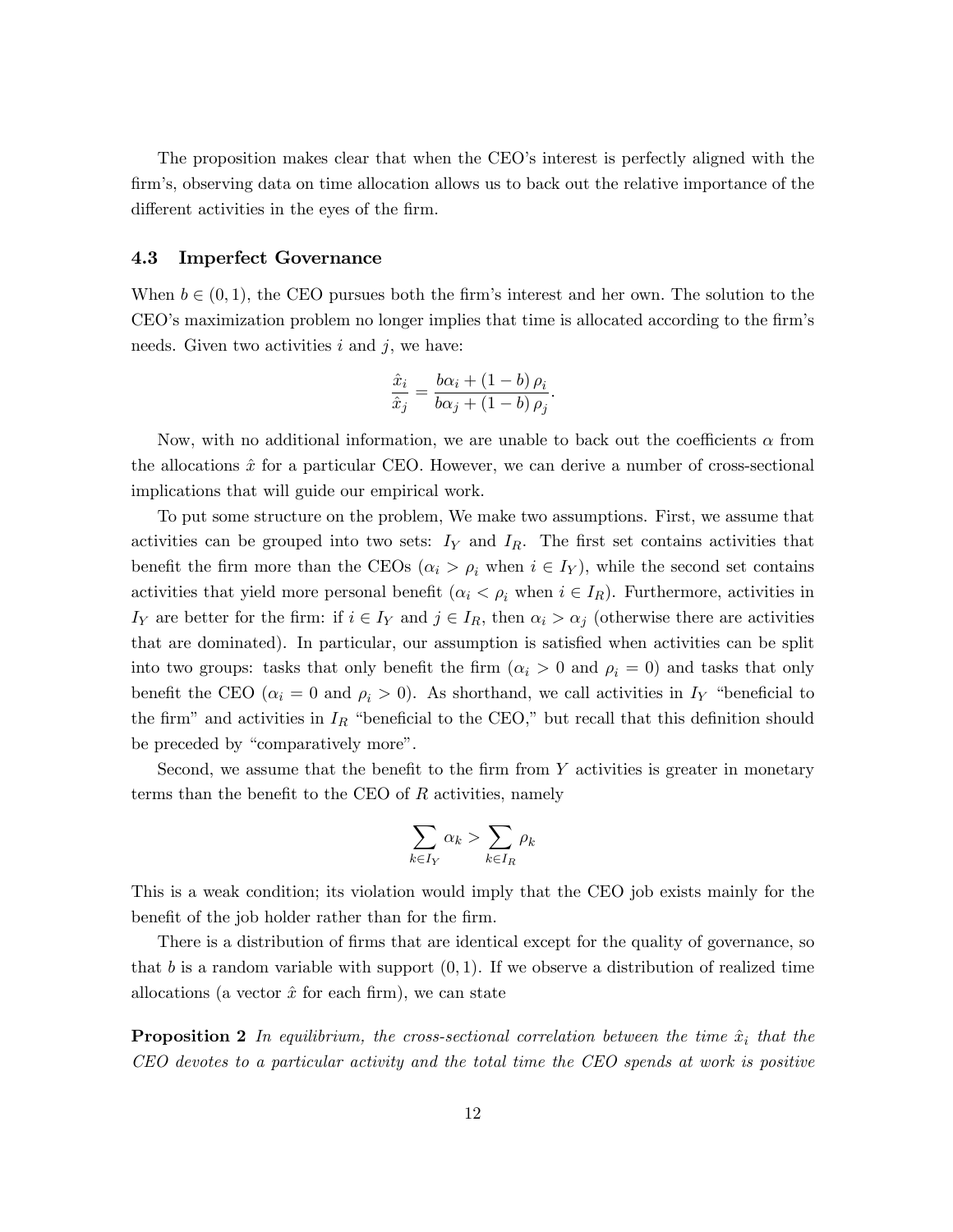The proposition makes clear that when the CEO's interest is perfectly aligned with the firm's, observing data on time allocation allows us to back out the relative importance of the different activities in the eyes of the firm.

### 4.3 Imperfect Governance

When $b \in (0,1)$, the CEO pursues both the firm's interest and her own. The solution to the CEO's maximization problem no longer implies that time is allocated according to the firm's needs. Given two activities $i$ and $j$, we have:

$$\frac{\hat{x}_i}{\hat{x}_j} = \frac{b\alpha_i + (1-b)\,\rho_i}{b\alpha_j + (1-b)\,\rho_j}.$$

Now, with no additional information, we are unable to back out the coefficients $\alpha$ from the allocations $\hat{x}$ for a particular CEO. However, we can derive a number of cross-sectional implications that will guide our empirical work.

To put some structure on the problem, We make two assumptions. First, we assume that activities can be grouped into two sets: $I_Y$ and $I_R$. The first set contains activities that benefit the firm more than the CEOs ($\alpha_i > \rho_i$ when $i \in I_Y$), while the second set contains activities that yield more personal benefit ($\alpha_i < \rho_i$ when $i \in I_R$). Furthermore, activities in $I_Y$ are better for the firm: if $i \in I_Y$ and $j \in I_R$, then $\alpha_i > \alpha_j$ (otherwise there are activities that are dominated). In particular, our assumption is satisfied when activities can be split into two groups: tasks that only benefit the firm ($\alpha_i > 0$ and $\rho_i = 0$) and tasks that only benefit the CEO ($\alpha_i = 0$ and $\rho_i > 0$). As shorthand, we call activities in $I_Y$ "beneficial to the firm" and activities in $I_R$ "beneficial to the CEO," but recall that this definition should be preceded by "comparatively more".

Second, we assume that the benefit to the firm from $Y$ activities is greater in monetary terms than the benefit to the CEO of $R$ activities, namely

$$\sum_{k \in I_Y} \alpha_k > \sum_{k \in I_R} \rho_k$$

This is a weak condition; its violation would imply that the CEO job exists mainly for the benefit of the job holder rather than for the firm.

There is a distribution of firms that are identical except for the quality of governance, so that $b$ is a random variable with support $(0,1)$. If we observe a distribution of realized time allocations (a vector $\hat{x}$ for each firm), we can state

**Proposition 2** *In equilibrium, the cross-sectional correlation between the time $\hat{x}_i$ that the CEO devotes to a particular activity and the total time the CEO spends at work is positive*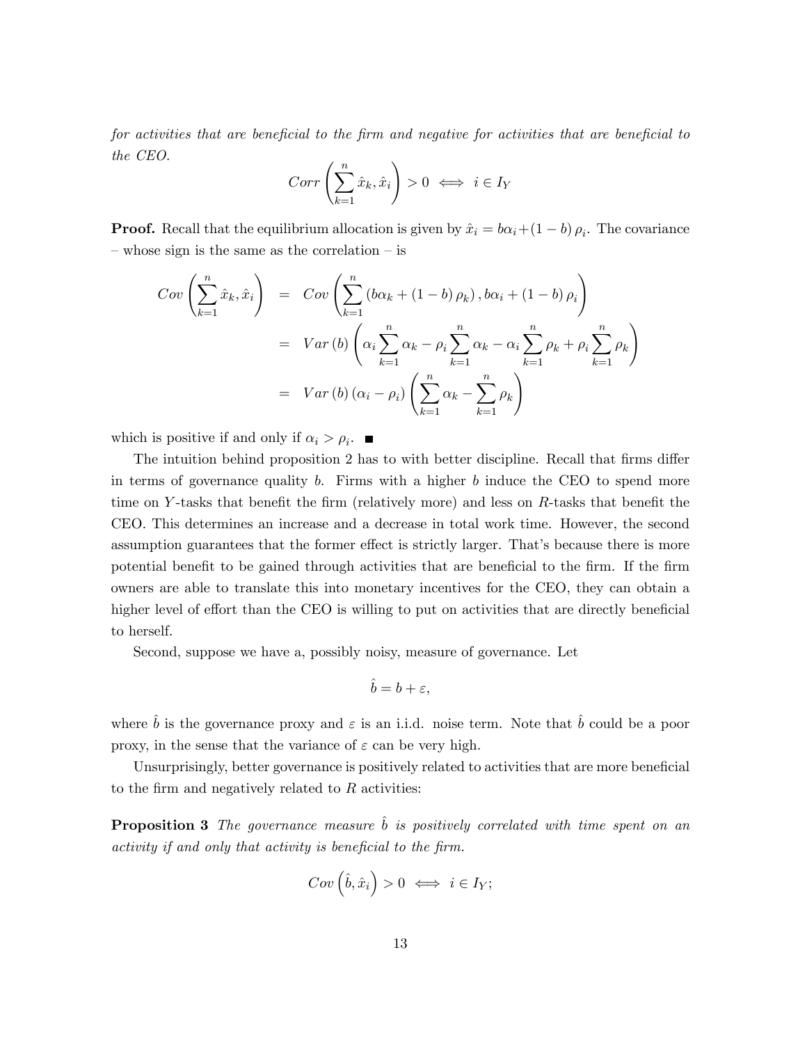*for activities that are beneficial to the firm and negative for activities that are beneficial to the CEO.*

$$Corr\left(\sum_{k=1}^{n}\hat{x}_k,\hat{x}_i\right)>0 \iff i\in I_Y$$

**Proof.** Recall that the equilibrium allocation is given by $\hat{x}_i = b\alpha_i + (1-b)\,\rho_i$. The covariance – whose sign is the same as the correlation – is

$$\begin{aligned}
Cov\left(\sum_{k=1}^{n}\hat{x}_k,\hat{x}_i\right) &= Cov\left(\sum_{k=1}^{n}\left(b\alpha_k+(1-b)\,\rho_k\right), b\alpha_i+(1-b)\,\rho_i\right)\\
&= Var\,(b)\left(\alpha_i\sum_{k=1}^{n}\alpha_k-\rho_i\sum_{k=1}^{n}\alpha_k-\alpha_i\sum_{k=1}^{n}\rho_k+\rho_i\sum_{k=1}^{n}\rho_k\right)\\
&= Var\,(b)\,(\alpha_i-\rho_i)\left(\sum_{k=1}^{n}\alpha_k-\sum_{k=1}^{n}\rho_k\right)
\end{aligned}$$

which is positive if and only if $\alpha_i > \rho_i$. ■

The intuition behind proposition 2 has to with better discipline. Recall that firms differ in terms of governance quality $b$. Firms with a higher $b$ induce the CEO to spend more time on $Y$-tasks that benefit the firm (relatively more) and less on $R$-tasks that benefit the CEO. This determines an increase and a decrease in total work time. However, the second assumption guarantees that the former effect is strictly larger. That's because there is more potential benefit to be gained through activities that are beneficial to the firm. If the firm owners are able to translate this into monetary incentives for the CEO, they can obtain a higher level of effort than the CEO is willing to put on activities that are directly beneficial to herself.

Second, suppose we have a, possibly noisy, measure of governance. Let

$$\hat{b} = b + \varepsilon,$$

where $\hat{b}$ is the governance proxy and $\varepsilon$ is an i.i.d. noise term. Note that $\hat{b}$ could be a poor proxy, in the sense that the variance of $\varepsilon$ can be very high.

Unsurprisingly, better governance is positively related to activities that are more beneficial to the firm and negatively related to $R$ activities:

**Proposition 3** *The governance measure $\hat{b}$ is positively correlated with time spent on an activity if and only if that activity is beneficial to the firm.*

$$Cov\left(\hat{b},\hat{x}_i\right)>0 \iff i\in I_Y;$$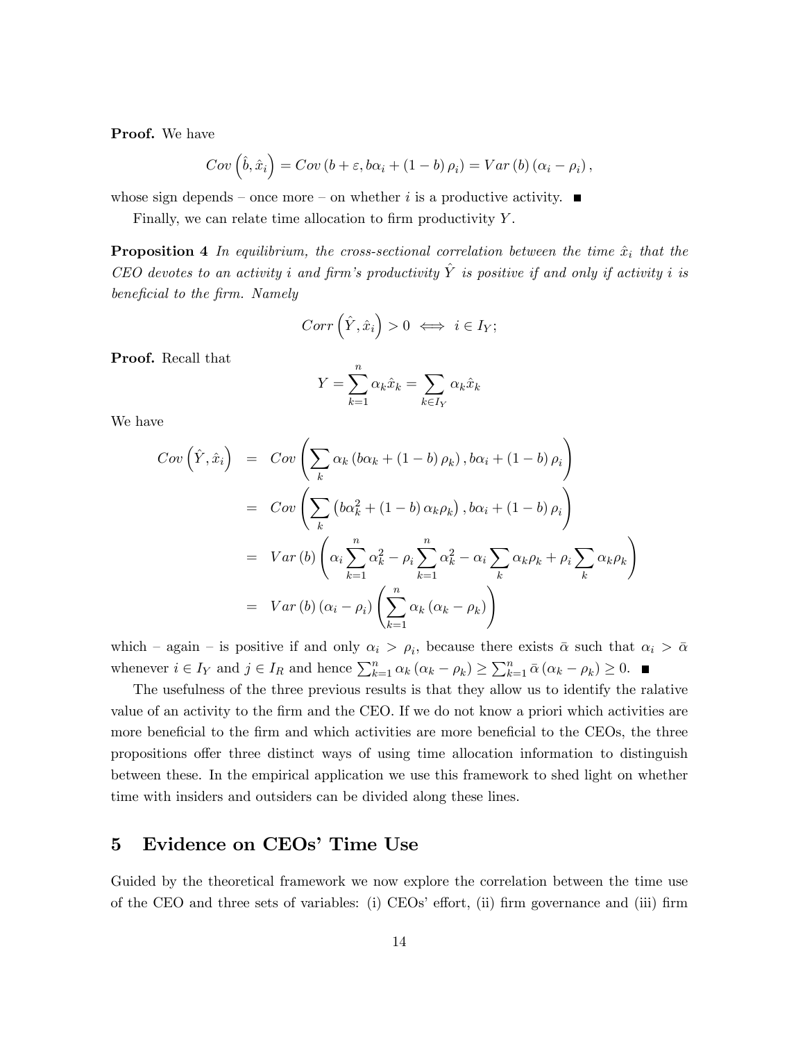**Proof.** We have

$$Cov\left(\hat{b}, \hat{x}_i\right) = Cov\left(b + \varepsilon, b\alpha_i + (1-b)\rho_i\right) = Var(b)\left(\alpha_i - \rho_i\right),$$

whose sign depends – once more – on whether $i$ is a productive activity. ■

Finally, we can relate time allocation to firm productivity $Y$.

**Proposition 4** *In equilibrium, the cross-sectional correlation between the time $\hat{x}_i$ that the CEO devotes to an activity $i$ and firm's productivity $\hat{Y}$ is positive if and only if activity $i$ is beneficial to the firm. Namely*

$$Corr\left(\hat{Y}, \hat{x}_i\right) > 0 \iff i \in I_Y;$$

**Proof.** Recall that

$$Y = \sum_{k=1}^{n} \alpha_k \hat{x}_k = \sum_{k \in I_Y} \alpha_k \hat{x}_k$$

We have

$$\begin{aligned}
Cov\left(\hat{Y}, \hat{x}_i\right) &= Cov\left(\sum_k \alpha_k \left(b\alpha_k + (1-b)\rho_k\right), b\alpha_i + (1-b)\rho_i\right) \\
&= Cov\left(\sum_k \left(b\alpha_k^2 + (1-b)\alpha_k\rho_k\right), b\alpha_i + (1-b)\rho_i\right) \\
&= Var(b)\left(\alpha_i \sum_{k=1}^{n} \alpha_k^2 - \rho_i \sum_{k=1}^{n} \alpha_k^2 - \alpha_i \sum_k \alpha_k\rho_k + \rho_i \sum_k \alpha_k\rho_k\right) \\
&= Var(b)\left(\alpha_i - \rho_i\right)\left(\sum_{k=1}^{n} \alpha_k\left(\alpha_k - \rho_k\right)\right)
\end{aligned}$$

which – again – is positive if and only $\alpha_i > \rho_i$, because there exists $\bar{\alpha}$ such that $\alpha_i > \bar{\alpha}$ whenever $i \in I_Y$ and $j \in I_R$ and hence $\sum_{k=1}^{n} \alpha_k\left(\alpha_k - \rho_k\right) \geq \sum_{k=1}^{n} \bar{\alpha}\left(\alpha_k - \rho_k\right) \geq 0$. ■

The usefulness of the three previous results is that they allow us to identify the ralative value of an activity to the firm and the CEO. If we do not know a priori which activities are more beneficial to the firm and which activities are more beneficial to the CEOs, the three propositions offer three distinct ways of using time allocation information to distinguish between these. In the empirical application we use this framework to shed light on whether time with insiders and outsiders can be divided along these lines.

## 5 Evidence on CEOs' Time Use

Guided by the theoretical framework we now explore the correlation between the time use of the CEO and three sets of variables: (i) CEOs' effort, (ii) firm governance and (iii) firm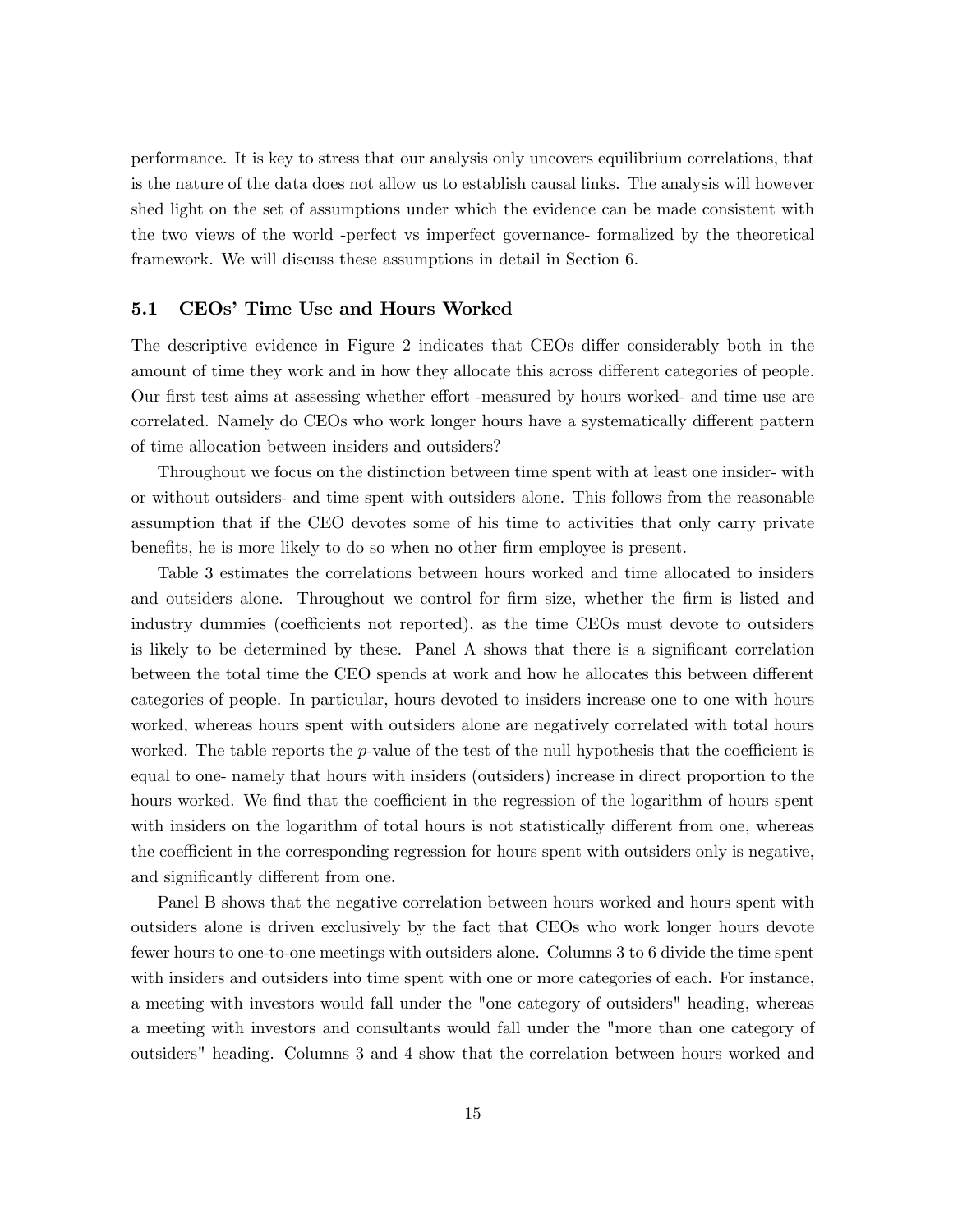performance. It is key to stress that our analysis only uncovers equilibrium correlations, that is the nature of the data does not allow us to establish causal links. The analysis will however shed light on the set of assumptions under which the evidence can be made consistent with the two views of the world -perfect vs imperfect governance- formalized by the theoretical framework. We will discuss these assumptions in detail in Section 6.

### 5.1 CEOs' Time Use and Hours Worked

The descriptive evidence in Figure 2 indicates that CEOs differ considerably both in the amount of time they work and in how they allocate this across different categories of people. Our first test aims at assessing whether effort -measured by hours worked- and time use are correlated. Namely do CEOs who work longer hours have a systematically different pattern of time allocation between insiders and outsiders?

Throughout we focus on the distinction between time spent with at least one insider- with or without outsiders- and time spent with outsiders alone. This follows from the reasonable assumption that if the CEO devotes some of his time to activities that only carry private benefits, he is more likely to do so when no other firm employee is present.

Table 3 estimates the correlations between hours worked and time allocated to insiders and outsiders alone. Throughout we control for firm size, whether the firm is listed and industry dummies (coefficients not reported), as the time CEOs must devote to outsiders is likely to be determined by these. Panel A shows that there is a significant correlation between the total time the CEO spends at work and how he allocates this between different categories of people. In particular, hours devoted to insiders increase one to one with hours worked, whereas hours spent with outsiders alone are negatively correlated with total hours worked. The table reports the $p$-value of the test of the null hypothesis that the coefficient is equal to one- namely that hours with insiders (outsiders) increase in direct proportion to the hours worked. We find that the coefficient in the regression of the logarithm of hours spent with insiders on the logarithm of total hours is not statistically different from one, whereas the coefficient in the corresponding regression for hours spent with outsiders only is negative, and significantly different from one.

Panel B shows that the negative correlation between hours worked and hours spent with outsiders alone is driven exclusively by the fact that CEOs who work longer hours devote fewer hours to one-to-one meetings with outsiders alone. Columns 3 to 6 divide the time spent with insiders and outsiders into time spent with one or more categories of each. For instance, a meeting with investors would fall under the "one category of outsiders" heading, whereas a meeting with investors and consultants would fall under the "more than one category of outsiders" heading. Columns 3 and 4 show that the correlation between hours worked and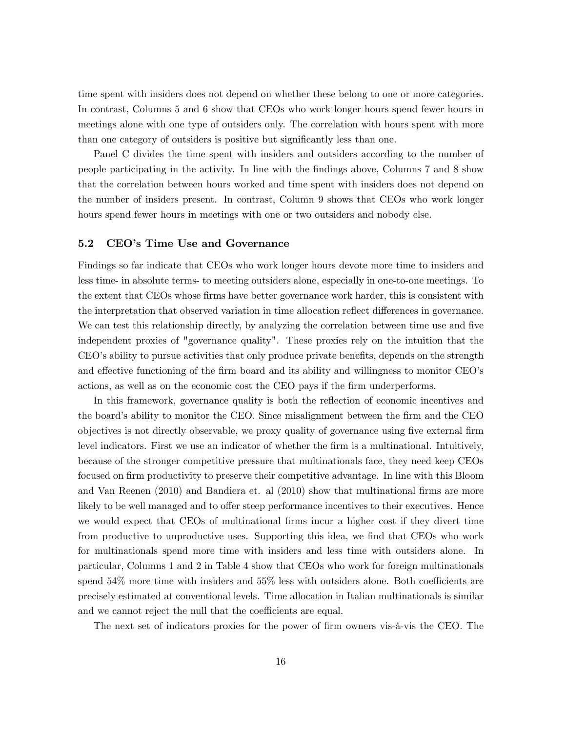time spent with insiders does not depend on whether these belong to one or more categories. In contrast, Columns 5 and 6 show that CEOs who work longer hours spend fewer hours in meetings alone with one type of outsiders only. The correlation with hours spent with more than one category of outsiders is positive but significantly less than one.

Panel C divides the time spent with insiders and outsiders according to the number of people participating in the activity. In line with the findings above, Columns 7 and 8 show that the correlation between hours worked and time spent with insiders does not depend on the number of insiders present. In contrast, Column 9 shows that CEOs who work longer hours spend fewer hours in meetings with one or two outsiders and nobody else.

### 5.2 CEO's Time Use and Governance

Findings so far indicate that CEOs who work longer hours devote more time to insiders and less time- in absolute terms- to meeting outsiders alone, especially in one-to-one meetings. To the extent that CEOs whose firms have better governance work harder, this is consistent with the interpretation that observed variation in time allocation reflect differences in governance. We can test this relationship directly, by analyzing the correlation between time use and five independent proxies of "governance quality". These proxies rely on the intuition that the CEO's ability to pursue activities that only produce private benefits, depends on the strength and effective functioning of the firm board and its ability and willingness to monitor CEO's actions, as well as on the economic cost the CEO pays if the firm underperforms.

In this framework, governance quality is both the reflection of economic incentives and the board's ability to monitor the CEO. Since misalignment between the firm and the CEO objectives is not directly observable, we proxy quality of governance using five external firm level indicators. First we use an indicator of whether the firm is a multinational. Intuitively, because of the stronger competitive pressure that multinationals face, they need keep CEOs focused on firm productivity to preserve their competitive advantage. In line with this Bloom and Van Reenen (2010) and Bandiera et. al (2010) show that multinational firms are more likely to be well managed and to offer steep performance incentives to their executives. Hence we would expect that CEOs of multinational firms incur a higher cost if they divert time from productive to unproductive uses. Supporting this idea, we find that CEOs who work for multinationals spend more time with insiders and less time with outsiders alone. In particular, Columns 1 and 2 in Table 4 show that CEOs who work for foreign multinationals spend 54% more time with insiders and 55% less with outsiders alone. Both coefficients are precisely estimated at conventional levels. Time allocation in Italian multinationals is similar and we cannot reject the null that the coefficients are equal.

The next set of indicators proxies for the power of firm owners vis-à-vis the CEO. The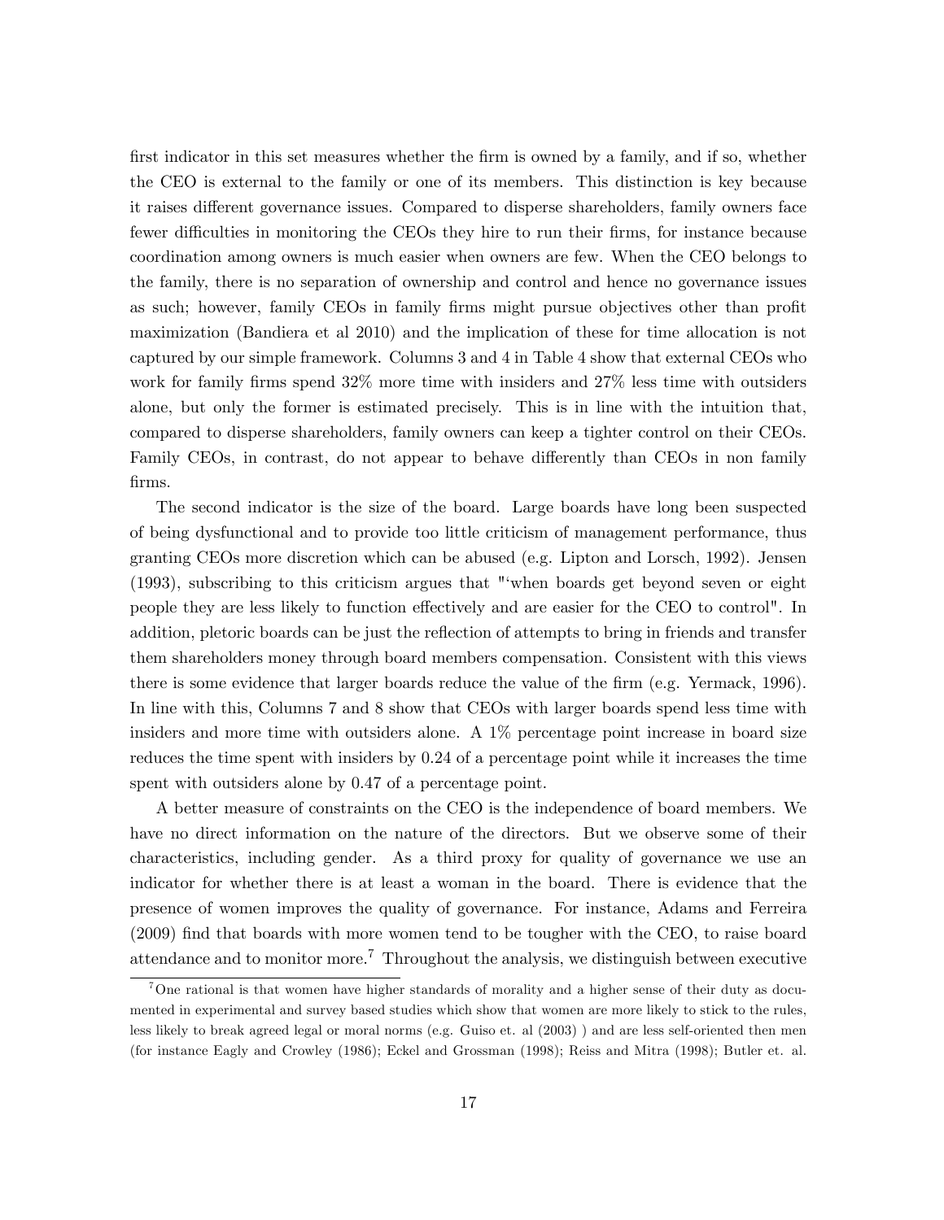first indicator in this set measures whether the firm is owned by a family, and if so, whether the CEO is external to the family or one of its members. This distinction is key because it raises different governance issues. Compared to disperse shareholders, family owners face fewer difficulties in monitoring the CEOs they hire to run their firms, for instance because coordination among owners is much easier when owners are few. When the CEO belongs to the family, there is no separation of ownership and control and hence no governance issues as such; however, family CEOs in family firms might pursue objectives other than profit maximization (Bandiera et al 2010) and the implication of these for time allocation is not captured by our simple framework. Columns 3 and 4 in Table 4 show that external CEOs who work for family firms spend 32% more time with insiders and 27% less time with outsiders alone, but only the former is estimated precisely. This is in line with the intuition that, compared to disperse shareholders, family owners can keep a tighter control on their CEOs. Family CEOs, in contrast, do not appear to behave differently than CEOs in non family firms.

The second indicator is the size of the board. Large boards have long been suspected of being dysfunctional and to provide too little criticism of management performance, thus granting CEOs more discretion which can be abused (e.g. Lipton and Lorsch, 1992). Jensen (1993), subscribing to this criticism argues that "'when boards get beyond seven or eight people they are less likely to function effectively and are easier for the CEO to control". In addition, pletoric boards can be just the reflection of attempts to bring in friends and transfer them shareholders money through board members compensation. Consistent with this views there is some evidence that larger boards reduce the value of the firm (e.g. Yermack, 1996). In line with this, Columns 7 and 8 show that CEOs with larger boards spend less time with insiders and more time with outsiders alone. A 1% percentage point increase in board size reduces the time spent with insiders by 0.24 of a percentage point while it increases the time spent with outsiders alone by 0.47 of a percentage point.

A better measure of constraints on the CEO is the independence of board members. We have no direct information on the nature of the directors. But we observe some of their characteristics, including gender. As a third proxy for quality of governance we use an indicator for whether there is at least a woman in the board. There is evidence that the presence of women improves the quality of governance. For instance, Adams and Ferreira (2009) find that boards with more women tend to be tougher with the CEO, to raise board attendance and to monitor more.[7] Throughout the analysis, we distinguish between executive

[7] One rational is that women have higher standards of morality and a higher sense of their duty as documented in experimental and survey based studies which show that women are more likely to stick to the rules, less likely to break agreed legal or moral norms (e.g. Guiso et. al (2003) ) and are less self-oriented then men (for instance Eagly and Crowley (1986); Eckel and Grossman (1998); Reiss and Mitra (1998); Butler et. al.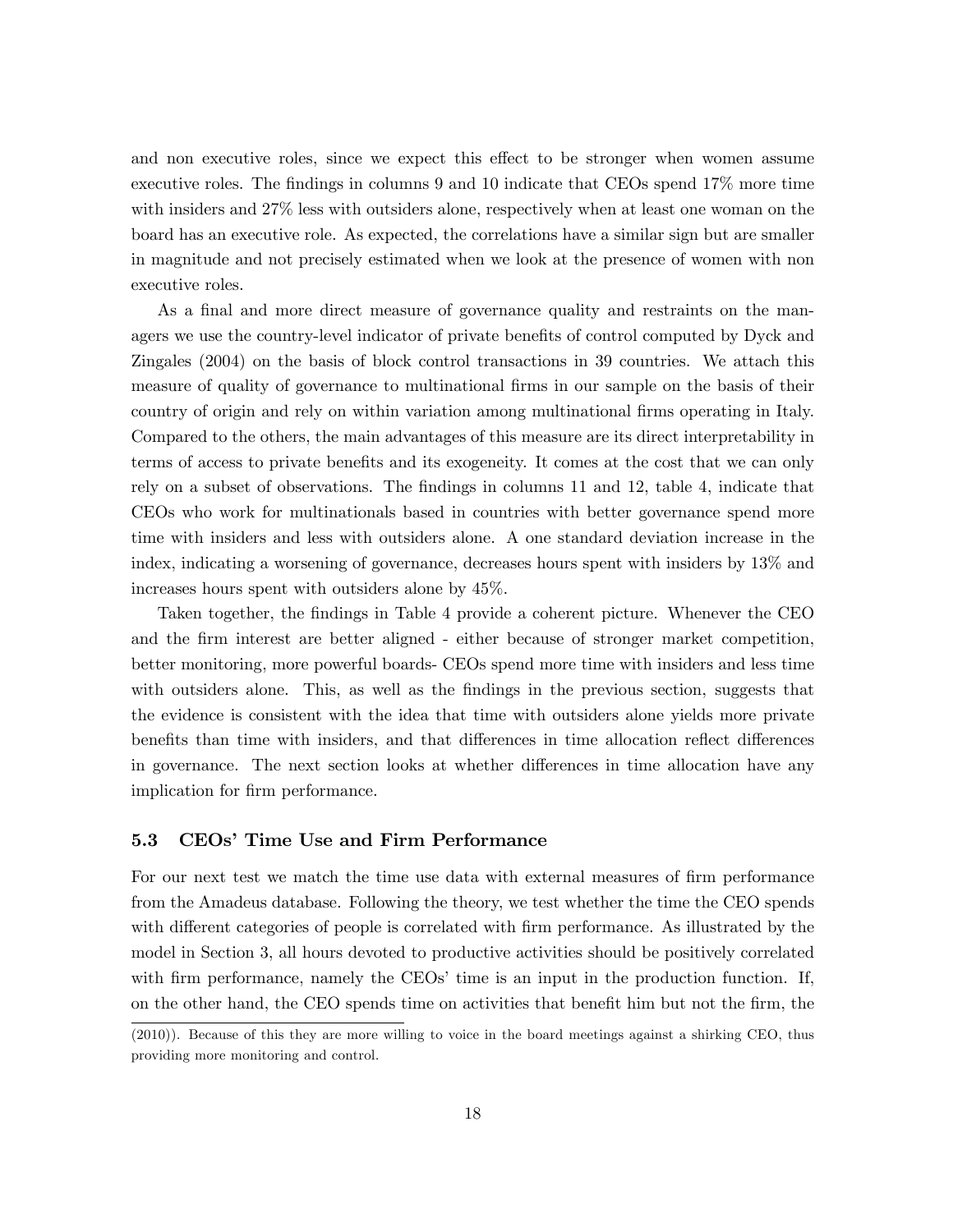and non executive roles, since we expect this effect to be stronger when women assume executive roles. The findings in columns 9 and 10 indicate that CEOs spend 17% more time with insiders and 27% less with outsiders alone, respectively when at least one woman on the board has an executive role. As expected, the correlations have a similar sign but are smaller in magnitude and not precisely estimated when we look at the presence of women with non executive roles.

As a final and more direct measure of governance quality and restraints on the managers we use the country-level indicator of private benefits of control computed by Dyck and Zingales (2004) on the basis of block control transactions in 39 countries. We attach this measure of quality of governance to multinational firms in our sample on the basis of their country of origin and rely on within variation among multinational firms operating in Italy. Compared to the others, the main advantages of this measure are its direct interpretability in terms of access to private benefits and its exogeneity. It comes at the cost that we can only rely on a subset of observations. The findings in columns 11 and 12, table 4, indicate that CEOs who work for multinationals based in countries with better governance spend more time with insiders and less with outsiders alone. A one standard deviation increase in the index, indicating a worsening of governance, decreases hours spent with insiders by 13% and increases hours spent with outsiders alone by 45%.

Taken together, the findings in Table 4 provide a coherent picture. Whenever the CEO and the firm interest are better aligned - either because of stronger market competition, better monitoring, more powerful boards- CEOs spend more time with insiders and less time with outsiders alone. This, as well as the findings in the previous section, suggests that the evidence is consistent with the idea that time with outsiders alone yields more private benefits than time with insiders, and that differences in time allocation reflect differences in governance. The next section looks at whether differences in time allocation have any implication for firm performance.

### 5.3 CEOs' Time Use and Firm Performance

For our next test we match the time use data with external measures of firm performance from the Amadeus database. Following the theory, we test whether the time the CEO spends with different categories of people is correlated with firm performance. As illustrated by the model in Section 3, all hours devoted to productive activities should be positively correlated with firm performance, namely the CEOs' time is an input in the production function. If, on the other hand, the CEO spends time on activities that benefit him but not the firm, the

(2010)). Because of this they are more willing to voice in the board meetings against a shirking CEO, thus providing more monitoring and control.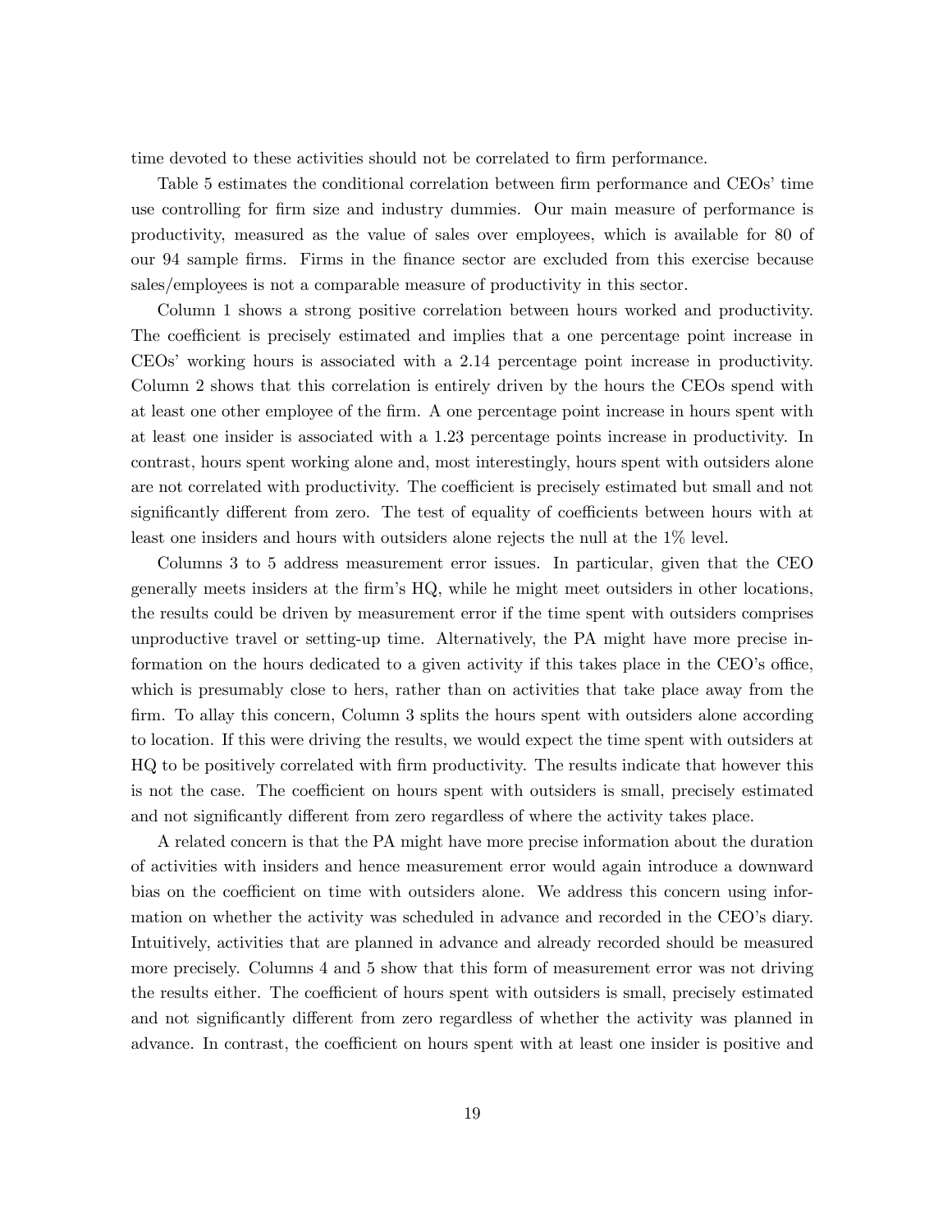time devoted to these activities should not be correlated to firm performance.

Table 5 estimates the conditional correlation between firm performance and CEOs' time use controlling for firm size and industry dummies. Our main measure of performance is productivity, measured as the value of sales over employees, which is available for 80 of our 94 sample firms. Firms in the finance sector are excluded from this exercise because sales/employees is not a comparable measure of productivity in this sector.

Column 1 shows a strong positive correlation between hours worked and productivity. The coefficient is precisely estimated and implies that a one percentage point increase in CEOs' working hours is associated with a 2.14 percentage point increase in productivity. Column 2 shows that this correlation is entirely driven by the hours the CEOs spend with at least one other employee of the firm. A one percentage point increase in hours spent with at least one insider is associated with a 1.23 percentage points increase in productivity. In contrast, hours spent working alone and, most interestingly, hours spent with outsiders alone are not correlated with productivity. The coefficient is precisely estimated but small and not significantly different from zero. The test of equality of coefficients between hours with at least one insiders and hours with outsiders alone rejects the null at the 1% level.

Columns 3 to 5 address measurement error issues. In particular, given that the CEO generally meets insiders at the firm's HQ, while he might meet outsiders in other locations, the results could be driven by measurement error if the time spent with outsiders comprises unproductive travel or setting-up time. Alternatively, the PA might have more precise information on the hours dedicated to a given activity if this takes place in the CEO's office, which is presumably close to hers, rather than on activities that take place away from the firm. To allay this concern, Column 3 splits the hours spent with outsiders alone according to location. If this were driving the results, we would expect the time spent with outsiders at HQ to be positively correlated with firm productivity. The results indicate that however this is not the case. The coefficient on hours spent with outsiders is small, precisely estimated and not significantly different from zero regardless of where the activity takes place.

A related concern is that the PA might have more precise information about the duration of activities with insiders and hence measurement error would again introduce a downward bias on the coefficient on time with outsiders alone. We address this concern using information on whether the activity was scheduled in advance and recorded in the CEO's diary. Intuitively, activities that are planned in advance and already recorded should be measured more precisely. Columns 4 and 5 show that this form of measurement error was not driving the results either. The coefficient of hours spent with outsiders is small, precisely estimated and not significantly different from zero regardless of whether the activity was planned in advance. In contrast, the coefficient on hours spent with at least one insider is positive and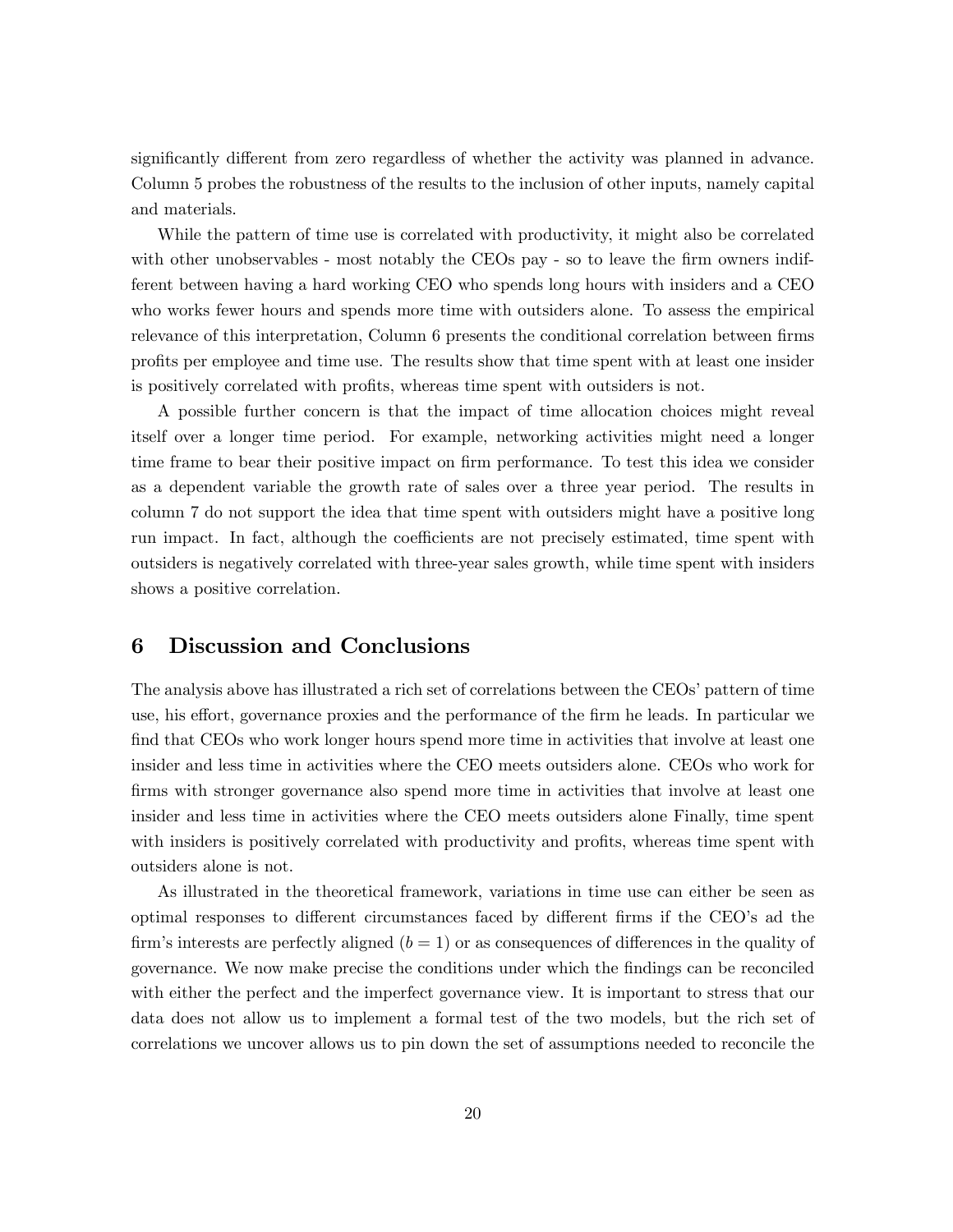significantly different from zero regardless of whether the activity was planned in advance. Column 5 probes the robustness of the results to the inclusion of other inputs, namely capital and materials.

While the pattern of time use is correlated with productivity, it might also be correlated with other unobservables - most notably the CEOs pay - so to leave the firm owners indifferent between having a hard working CEO who spends long hours with insiders and a CEO who works fewer hours and spends more time with outsiders alone. To assess the empirical relevance of this interpretation, Column 6 presents the conditional correlation between firms profits per employee and time use. The results show that time spent with at least one insider is positively correlated with profits, whereas time spent with outsiders is not.

A possible further concern is that the impact of time allocation choices might reveal itself over a longer time period. For example, networking activities might need a longer time frame to bear their positive impact on firm performance. To test this idea we consider as a dependent variable the growth rate of sales over a three year period. The results in column 7 do not support the idea that time spent with outsiders might have a positive long run impact. In fact, although the coefficients are not precisely estimated, time spent with outsiders is negatively correlated with three-year sales growth, while time spent with insiders shows a positive correlation.

# 6 Discussion and Conclusions

The analysis above has illustrated a rich set of correlations between the CEOs' pattern of time use, his effort, governance proxies and the performance of the firm he leads. In particular we find that CEOs who work longer hours spend more time in activities that involve at least one insider and less time in activities where the CEO meets outsiders alone. CEOs who work for firms with stronger governance also spend more time in activities that involve at least one insider and less time in activities where the CEO meets outsiders alone Finally, time spent with insiders is positively correlated with productivity and profits, whereas time spent with outsiders alone is not.

As illustrated in the theoretical framework, variations in time use can either be seen as optimal responses to different circumstances faced by different firms if the CEO's ad the firm's interests are perfectly aligned ($b = 1$) or as consequences of differences in the quality of governance. We now make precise the conditions under which the findings can be reconciled with either the perfect and the imperfect governance view. It is important to stress that our data does not allow us to implement a formal test of the two models, but the rich set of correlations we uncover allows us to pin down the set of assumptions needed to reconcile the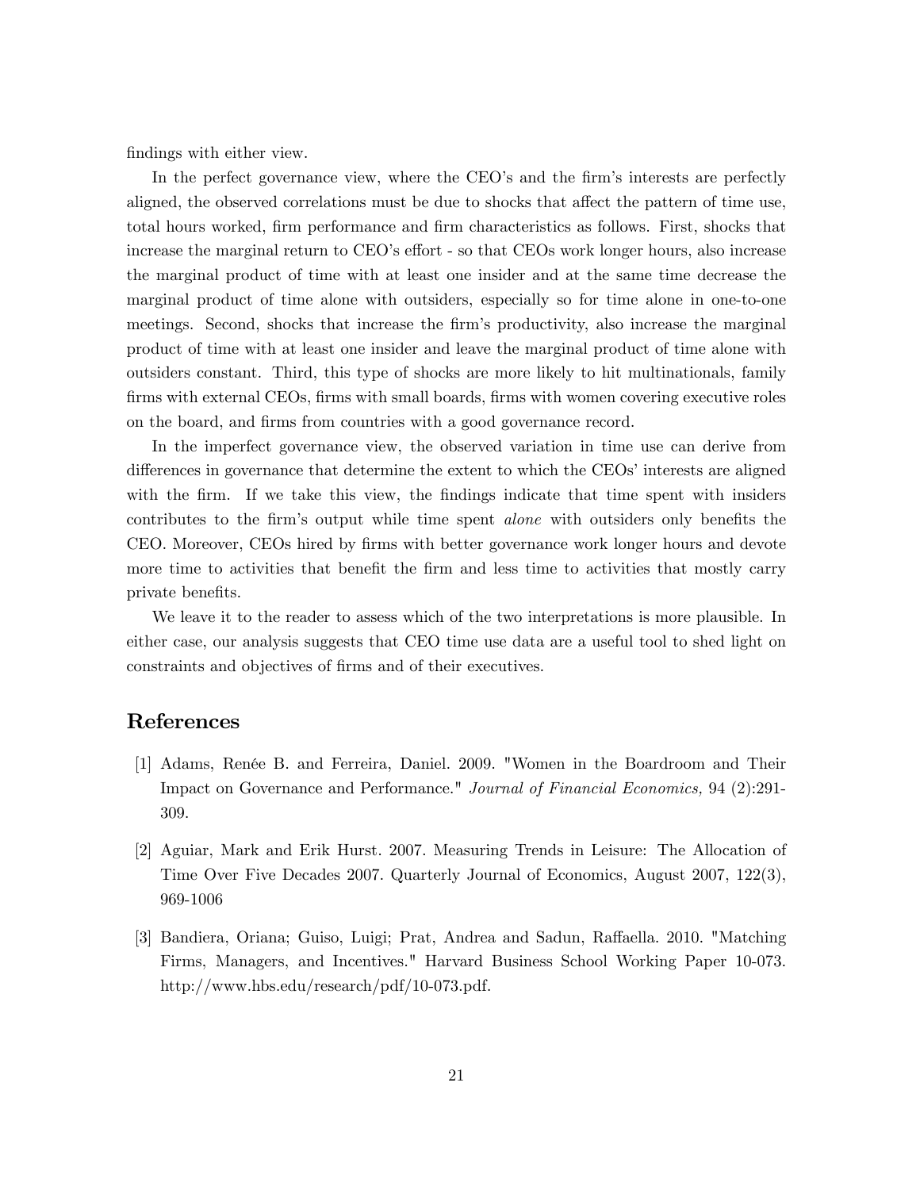findings with either view.

In the perfect governance view, where the CEO's and the firm's interests are perfectly aligned, the observed correlations must be due to shocks that affect the pattern of time use, total hours worked, firm performance and firm characteristics as follows. First, shocks that increase the marginal return to CEO's effort - so that CEOs work longer hours, also increase the marginal product of time with at least one insider and at the same time decrease the marginal product of time alone with outsiders, especially so for time alone in one-to-one meetings. Second, shocks that increase the firm's productivity, also increase the marginal product of time with at least one insider and leave the marginal product of time alone with outsiders constant. Third, this type of shocks are more likely to hit multinationals, family firms with external CEOs, firms with small boards, firms with women covering executive roles on the board, and firms from countries with a good governance record.

In the imperfect governance view, the observed variation in time use can derive from differences in governance that determine the extent to which the CEOs' interests are aligned with the firm. If we take this view, the findings indicate that time spent with insiders contributes to the firm's output while time spent *alone* with outsiders only benefits the CEO. Moreover, CEOs hired by firms with better governance work longer hours and devote more time to activities that benefit the firm and less time to activities that mostly carry private benefits.

We leave it to the reader to assess which of the two interpretations is more plausible. In either case, our analysis suggests that CEO time use data are a useful tool to shed light on constraints and objectives of firms and of their executives.

## References

[1] Adams, Renée B. and Ferreira, Daniel. 2009. "Women in the Boardroom and Their Impact on Governance and Performance." *Journal of Financial Economics,* 94 (2):291-309.

[2] Aguiar, Mark and Erik Hurst. 2007. Measuring Trends in Leisure: The Allocation of Time Over Five Decades 2007. Quarterly Journal of Economics, August 2007, 122(3), 969-1006

[3] Bandiera, Oriana; Guiso, Luigi; Prat, Andrea and Sadun, Raffaella. 2010. "Matching Firms, Managers, and Incentives." Harvard Business School Working Paper 10-073. http://www.hbs.edu/research/pdf/10-073.pdf.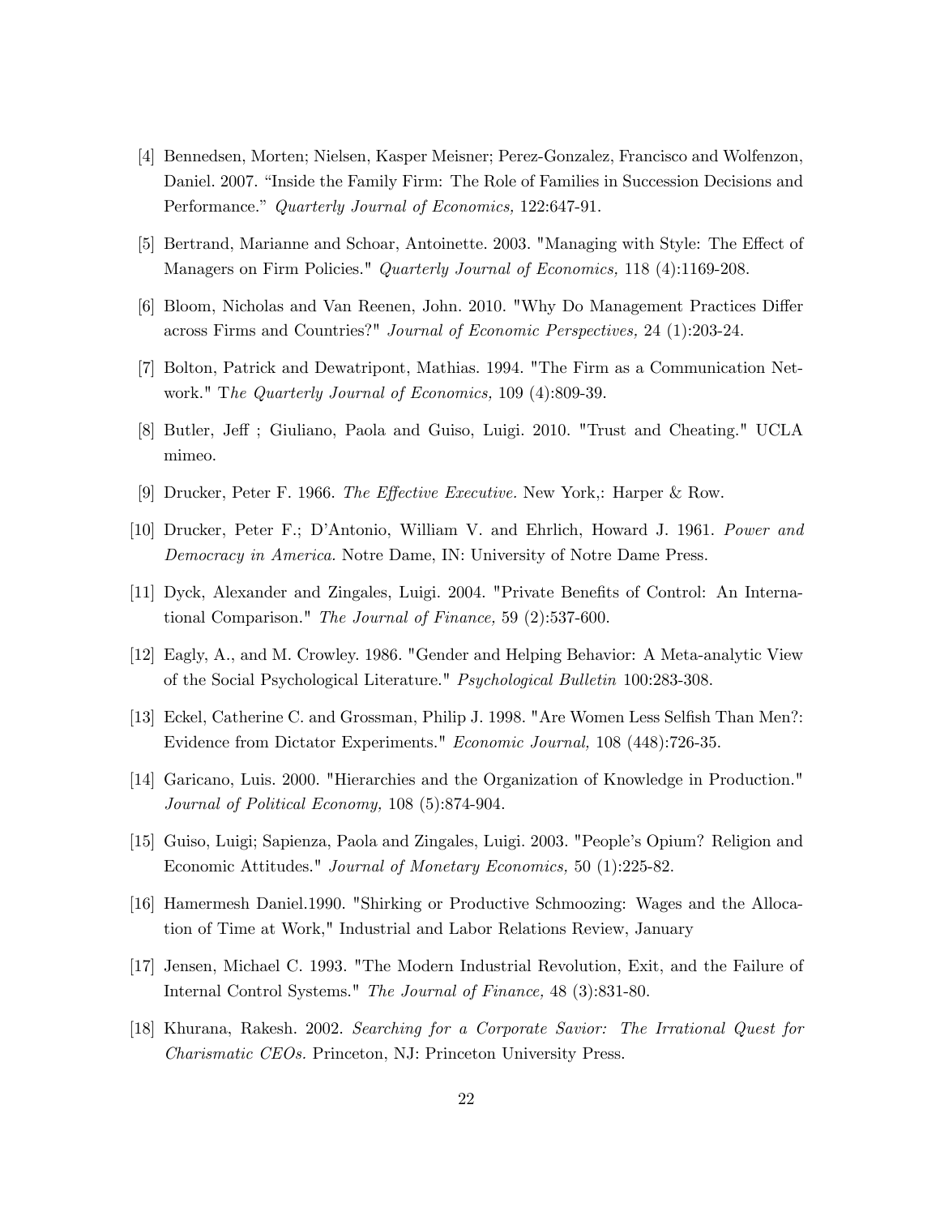[4] Bennedsen, Morten; Nielsen, Kasper Meisner; Perez-Gonzalez, Francisco and Wolfenzon, Daniel. 2007. "Inside the Family Firm: The Role of Families in Succession Decisions and Performance." *Quarterly Journal of Economics,* 122:647-91.

[5] Bertrand, Marianne and Schoar, Antoinette. 2003. "Managing with Style: The Effect of Managers on Firm Policies." *Quarterly Journal of Economics,* 118 (4):1169-208.

[6] Bloom, Nicholas and Van Reenen, John. 2010. "Why Do Management Practices Differ across Firms and Countries?" *Journal of Economic Perspectives,* 24 (1):203-24.

[7] Bolton, Patrick and Dewatripont, Mathias. 1994. "The Firm as a Communication Network." T*he Quarterly Journal of Economics,* 109 (4):809-39.

[8] Butler, Jeff ; Giuliano, Paola and Guiso, Luigi. 2010. "Trust and Cheating." UCLA mimeo.

[9] Drucker, Peter F. 1966. *The Effective Executive.* New York,: Harper & Row.

[10] Drucker, Peter F.; D'Antonio, William V. and Ehrlich, Howard J. 1961. *Power and Democracy in America.* Notre Dame, IN: University of Notre Dame Press.

[11] Dyck, Alexander and Zingales, Luigi. 2004. "Private Benefits of Control: An International Comparison." *The Journal of Finance,* 59 (2):537-600.

[12] Eagly, A., and M. Crowley. 1986. "Gender and Helping Behavior: A Meta-analytic View of the Social Psychological Literature." *Psychological Bulletin* 100:283-308.

[13] Eckel, Catherine C. and Grossman, Philip J. 1998. "Are Women Less Selfish Than Men?: Evidence from Dictator Experiments." *Economic Journal,* 108 (448):726-35.

[14] Garicano, Luis. 2000. "Hierarchies and the Organization of Knowledge in Production." *Journal of Political Economy,* 108 (5):874-904.

[15] Guiso, Luigi; Sapienza, Paola and Zingales, Luigi. 2003. "People's Opium? Religion and Economic Attitudes." *Journal of Monetary Economics,* 50 (1):225-82.

[16] Hamermesh Daniel.1990. "Shirking or Productive Schmoozing: Wages and the Allocation of Time at Work," Industrial and Labor Relations Review, January

[17] Jensen, Michael C. 1993. "The Modern Industrial Revolution, Exit, and the Failure of Internal Control Systems." *The Journal of Finance,* 48 (3):831-80.

[18] Khurana, Rakesh. 2002. *Searching for a Corporate Savior: The Irrational Quest for Charismatic CEOs.* Princeton, NJ: Princeton University Press.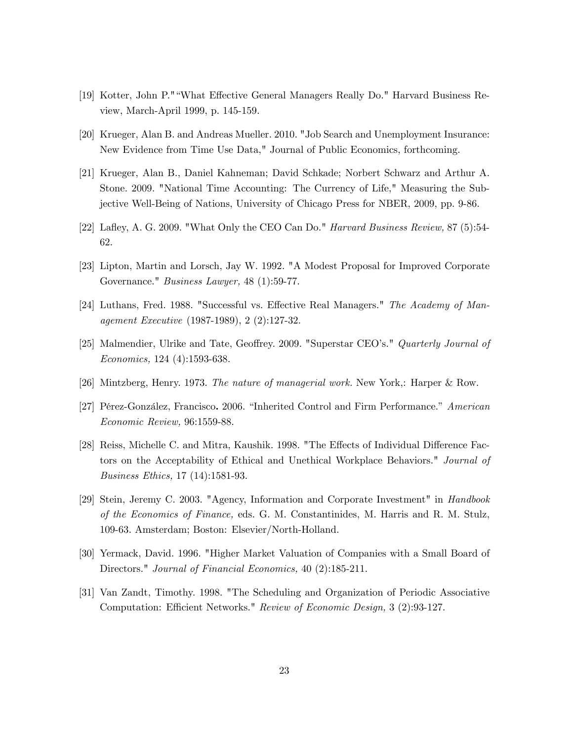[19] Kotter, John P.""What Effective General Managers Really Do." Harvard Business Review, March-April 1999, p. 145-159.

[20] Krueger, Alan B. and Andreas Mueller. 2010. "Job Search and Unemployment Insurance: New Evidence from Time Use Data," Journal of Public Economics, forthcoming.

[21] Krueger, Alan B., Daniel Kahneman; David Schkade; Norbert Schwarz and Arthur A. Stone. 2009. "National Time Accounting: The Currency of Life," Measuring the Subjective Well-Being of Nations, University of Chicago Press for NBER, 2009, pp. 9-86.

[22] Lafley, A. G. 2009. "What Only the CEO Can Do." *Harvard Business Review,* 87 (5):54-62.

[23] Lipton, Martin and Lorsch, Jay W. 1992. "A Modest Proposal for Improved Corporate Governance." *Business Lawyer,* 48 (1):59-77.

[24] Luthans, Fred. 1988. "Successful vs. Effective Real Managers." *The Academy of Management Executive* (1987-1989), 2 (2):127-32.

[25] Malmendier, Ulrike and Tate, Geoffrey. 2009. "Superstar CEO's." *Quarterly Journal of Economics,* 124 (4):1593-638.

[26] Mintzberg, Henry. 1973. *The nature of managerial work.* New York,: Harper & Row.

[27] Pérez-González, Francisco**.** 2006. "Inherited Control and Firm Performance." *American Economic Review,* 96:1559-88.

[28] Reiss, Michelle C. and Mitra, Kaushik. 1998. "The Effects of Individual Difference Factors on the Acceptability of Ethical and Unethical Workplace Behaviors." *Journal of Business Ethics,* 17 (14):1581-93.

[29] Stein, Jeremy C. 2003. "Agency, Information and Corporate Investment" in *Handbook of the Economics of Finance,* eds. G. M. Constantinides, M. Harris and R. M. Stulz, 109-63. Amsterdam; Boston: Elsevier/North-Holland.

[30] Yermack, David. 1996. "Higher Market Valuation of Companies with a Small Board of Directors." *Journal of Financial Economics,* 40 (2):185-211.

[31] Van Zandt, Timothy. 1998. "The Scheduling and Organization of Periodic Associative Computation: Efficient Networks." *Review of Economic Design,* 3 (2):93-127.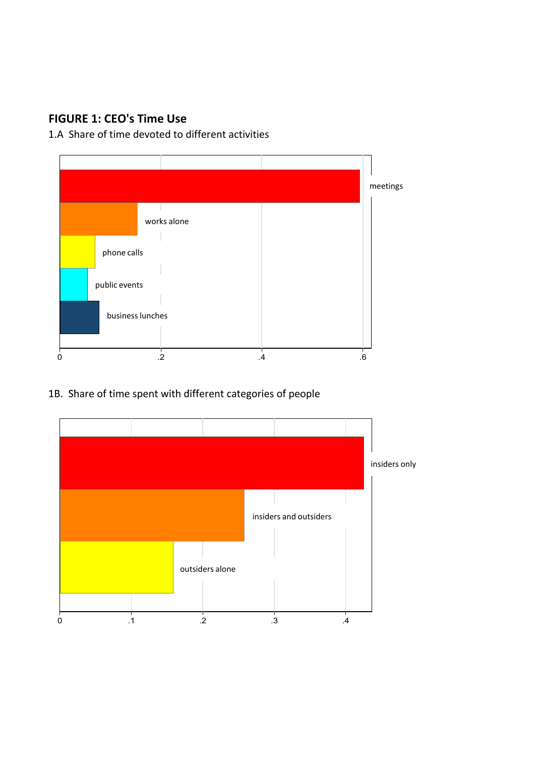**FIGURE 1: CEO's Time Use**

1.A Share of time devoted to different activities

1B. Share of time spent with different categories of people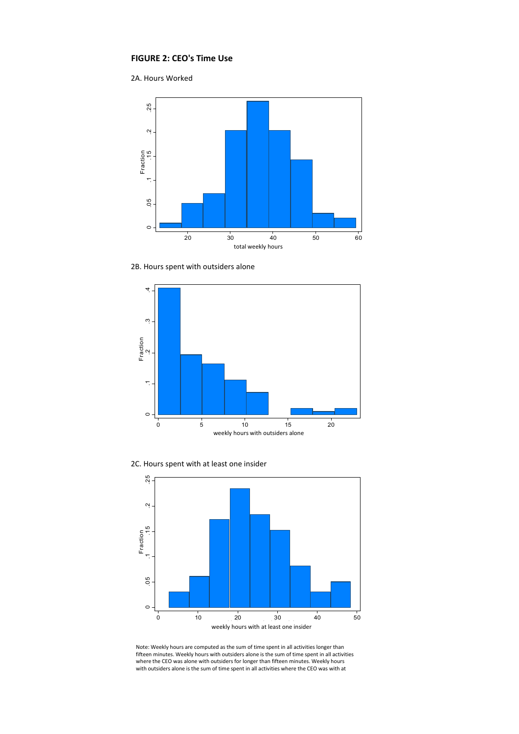**FIGURE 2: CEO's Time Use**

2A. Hours Worked

2B. Hours spent with outsiders alone

2C. Hours spent with at least one insider

Note: Weekly hours are computed as the sum of time spent in all activities longer than fifteen minutes. Weekly hours with outsiders alone is the sum of time spent in all activities where the CEO was alone with outsiders for longer than fifteen minutes. Weekly hours with outsiders alone is the sum of time spent in all activities where the CEO was with at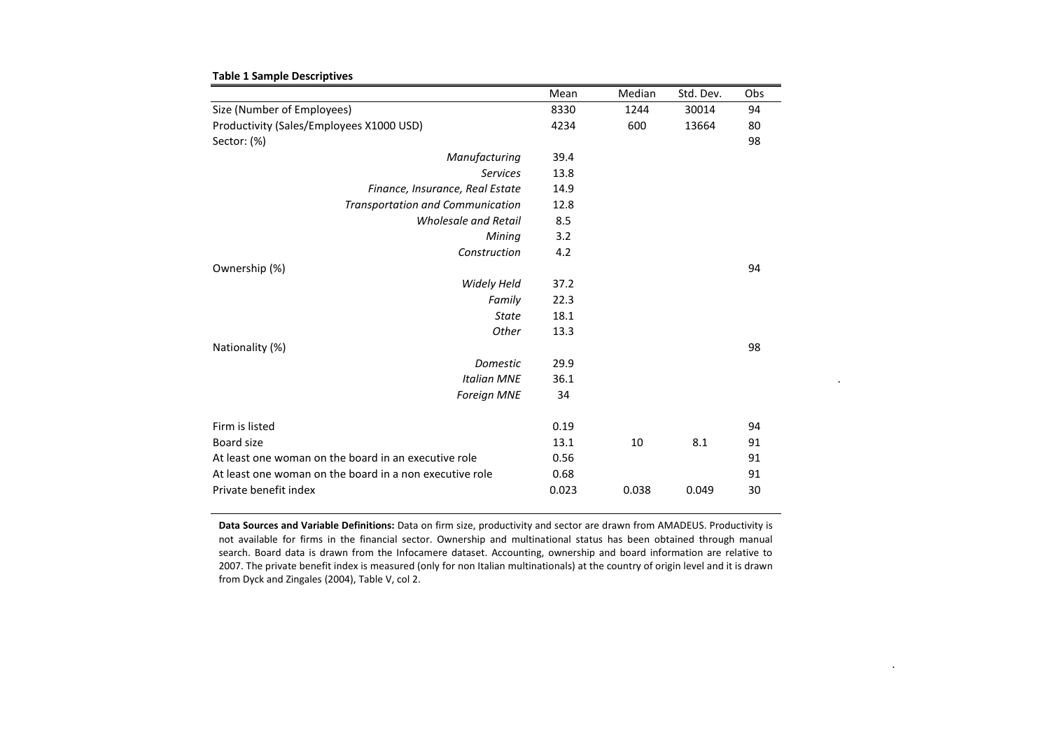**Table 1 Sample Descriptives**

| | Mean | Median | Std. Dev. | Obs |
|---|---|---|---|---|
| Size (Number of Employees) | 8330 | 1244 | 30014 | 94 |
| Productivity (Sales/Employees X1000 USD) | 4234 | 600 | 13664 | 80 |
| Sector: (%) | | | | 98 |
| *Manufacturing* | 39.4 | | | |
| *Services* | 13.8 | | | |
| *Finance, Insurance, Real Estate* | 14.9 | | | |
| *Transportation and Communication* | 12.8 | | | |
| *Wholesale and Retail* | 8.5 | | | |
| *Mining* | 3.2 | | | |
| *Construction* | 4.2 | | | |
| Ownership (%) | | | | 94 |
| *Widely Held* | 37.2 | | | |
| *Family* | 22.3 | | | |
| *State* | 18.1 | | | |
| *Other* | 13.3 | | | |
| Nationality (%) | | | | 98 |
| *Domestic* | 29.9 | | | |
| *Italian MNE* | 36.1 | | | |
| *Foreign MNE* | 34 | | | |
| Firm is listed | 0.19 | | | 94 |
| Board size | 13.1 | 10 | 8.1 | 91 |
| At least one woman on the board in an executive role | 0.56 | | | 91 |
| At least one woman on the board in a non executive role | 0.68 | | | 91 |
| Private benefit index | 0.023 | 0.038 | 0.049 | 30 |

**Data Sources and Variable Definitions:** Data on firm size, productivity and sector are drawn from AMADEUS. Productivity is not available for firms in the financial sector. Ownership and multinational status has been obtained through manual search. Board data is drawn from the Infocamere dataset. Accounting, ownership and board information are relative to 2007. The private benefit index is measured (only for non Italian multinationals) at the country of origin level and it is drawn from Dyck and Zingales (2004), Table V, col 2.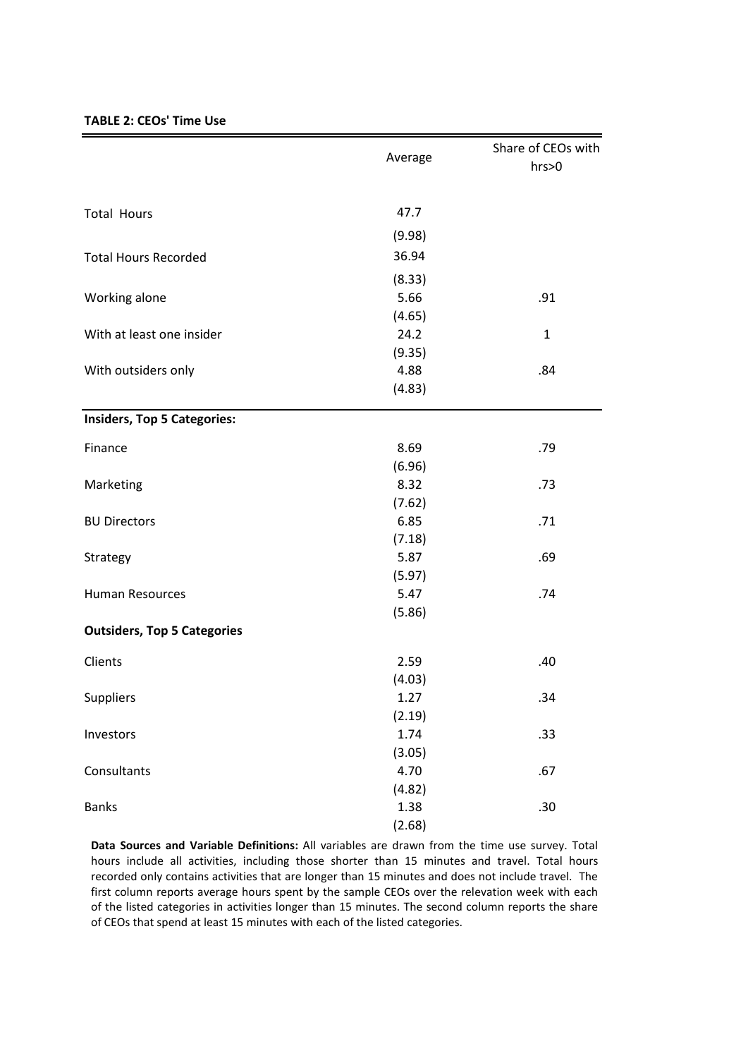**TABLE 2: CEOs' Time Use**

| | Average | Share of CEOs with hrs>0 |
|---|---|---|
| Total Hours | 47.7 | |
| | (9.98) | |
| Total Hours Recorded | 36.94 | |
| | (8.33) | |
| Working alone | 5.66 | .91 |
| | (4.65) | |
| With at least one insider | 24.2 | 1 |
| | (9.35) | |
| With outsiders only | 4.88 | .84 |
| | (4.83) | |
| **Insiders, Top 5 Categories:** | | |
| Finance | 8.69 | .79 |
| | (6.96) | |
| Marketing | 8.32 | .73 |
| | (7.62) | |
| BU Directors | 6.85 | .71 |
| | (7.18) | |
| Strategy | 5.87 | .69 |
| | (5.97) | |
| Human Resources | 5.47 | .74 |
| | (5.86) | |
| **Outsiders, Top 5 Categories** | | |
| Clients | 2.59 | .40 |
| | (4.03) | |
| Suppliers | 1.27 | .34 |
| | (2.19) | |
| Investors | 1.74 | .33 |
| | (3.05) | |
| Consultants | 4.70 | .67 |
| | (4.82) | |
| Banks | 1.38 | .30 |
| | (2.68) | |

**Data Sources and Variable Definitions:** All variables are drawn from the time use survey. Total hours include all activities, including those shorter than 15 minutes and travel. Total hours recorded only contains activities that are longer than 15 minutes and does not include travel. The first column reports average hours spent by the sample CEOs over the relevation week with each of the listed categories in activities longer than 15 minutes. The second column reports the share of CEOs that spend at least 15 minutes with each of the listed categories.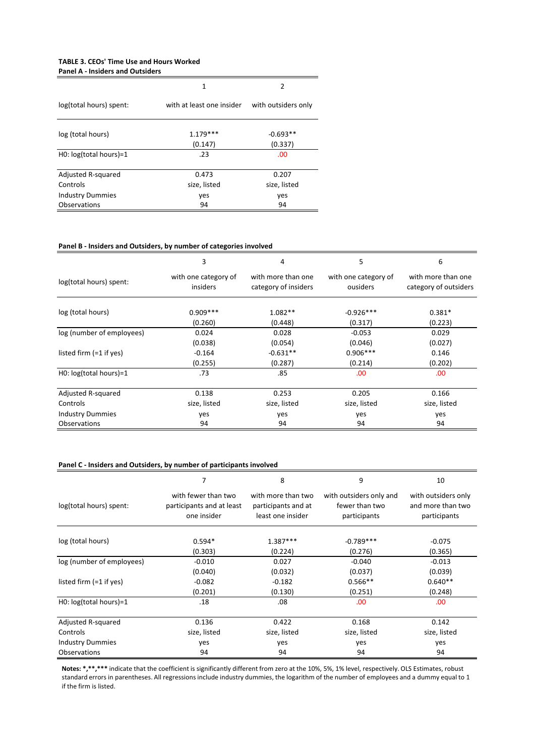**TABLE 3. CEOs' Time Use and Hours Worked**

**Panel A - Insiders and Outsiders**

| | 1 | 2 |
|---|---|---|
| log(total hours) spent: | with at least one insider | with outsiders only |
| log (total hours) | 1.179*** | -0.693** |
| | (0.147) | (0.337) |
| H0: log(total hours)=1 | .23 | .00 |
| Adjusted R-squared | 0.473 | 0.207 |
| Controls | size, listed | size, listed |
| Industry Dummies | yes | yes |
| Observations | 94 | 94 |

**Panel B - Insiders and Outsiders, by number of categories involved**

| | 3 | 4 | 5 | 6 |
|---|---|---|---|---|
| log(total hours) spent: | with one category of insiders | with more than one category of insiders | with one category of ousiders | with more than one category of outsiders |
| log (total hours) | 0.909*** | 1.082** | -0.926*** | 0.381* |
| | (0.260) | (0.448) | (0.317) | (0.223) |
| log (number of employees) | 0.024 | 0.028 | -0.053 | 0.029 |
| | (0.038) | (0.054) | (0.046) | (0.027) |
| listed firm (=1 if yes) | -0.164 | -0.631** | 0.906*** | 0.146 |
| | (0.255) | (0.287) | (0.214) | (0.202) |
| H0: log(total hours)=1 | .73 | .85 | .00 | .00 |
| Adjusted R-squared | 0.138 | 0.253 | 0.205 | 0.166 |
| Controls | size, listed | size, listed | size, listed | size, listed |
| Industry Dummies | yes | yes | yes | yes |
| Observations | 94 | 94 | 94 | 94 |

**Panel C - Insiders and Outsiders, by number of participants involved**

| | 7 | 8 | 9 | 10 |
|---|---|---|---|---|
| log(total hours) spent: | with fewer than two participants and at least one insider | with more than two participants and at least one insider | with outsiders only and fewer than two participants | with outsiders only and more than two participants |
| log (total hours) | 0.594* | 1.387*** | -0.789*** | -0.075 |
| | (0.303) | (0.224) | (0.276) | (0.365) |
| log (number of employees) | -0.010 | 0.027 | -0.040 | -0.013 |
| | (0.040) | (0.032) | (0.037) | (0.039) |
| listed firm (=1 if yes) | -0.082 | -0.182 | 0.566** | 0.640** |
| | (0.201) | (0.130) | (0.251) | (0.248) |
| H0: log(total hours)=1 | .18 | .08 | .00 | .00 |
| Adjusted R-squared | 0.136 | 0.422 | 0.168 | 0.142 |
| Controls | size, listed | size, listed | size, listed | size, listed |
| Industry Dummies | yes | yes | yes | yes |
| Observations | 94 | 94 | 94 | 94 |

**Notes: *,**,***** indicate that the coefficient is significantly different from zero at the 10%, 5%, 1% level, respectively. OLS Estimates, robust standard errors in parentheses. All regressions include industry dummies, the logarithm of the number of employees and a dummy equal to 1 if the firm is listed.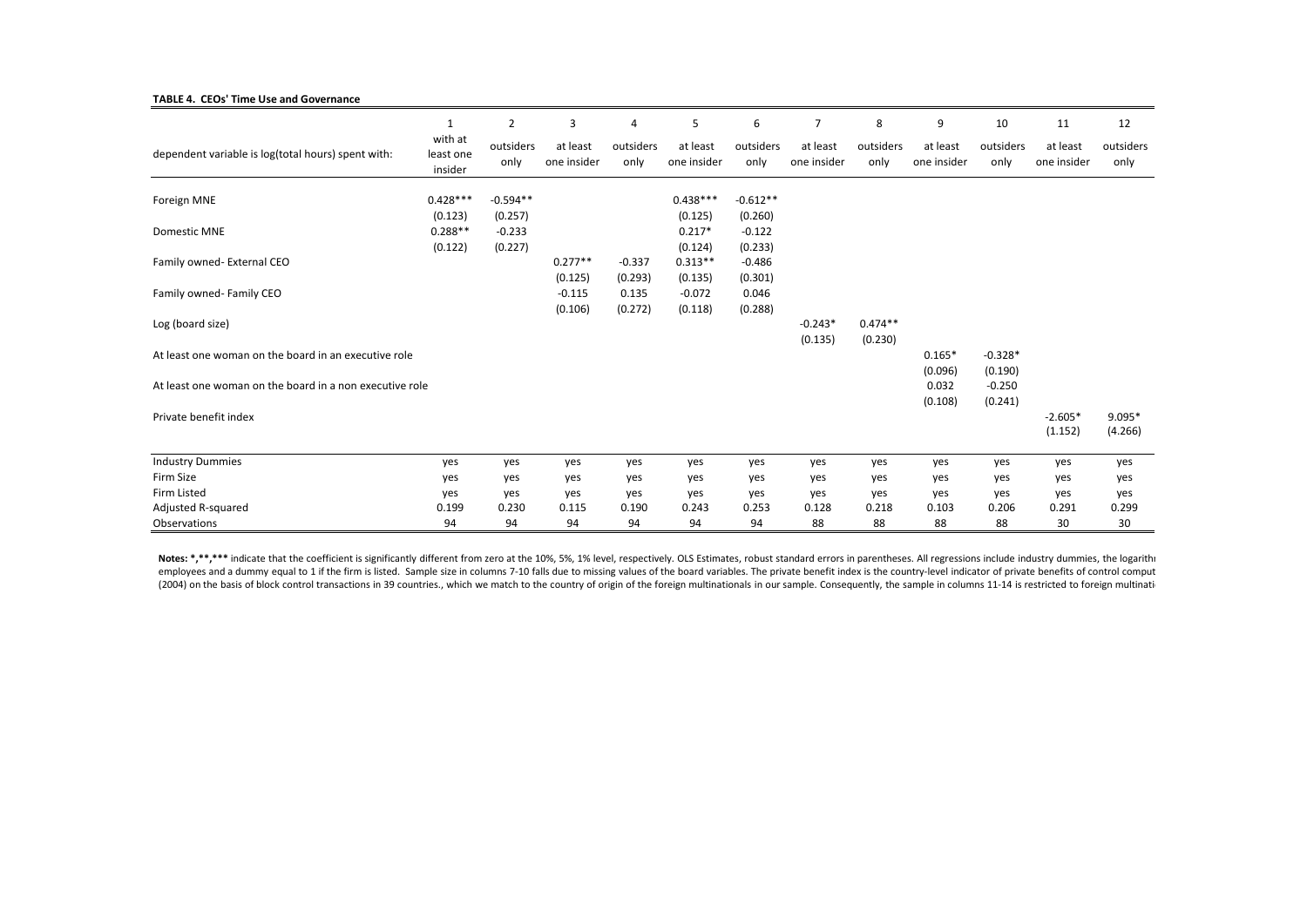**TABLE 4. CEOs' Time Use and Governance**

| | 1 | 2 | 3 | 4 | 5 | 6 | 7 | 8 | 9 | 10 | 11 | 12 |
|---|---|---|---|---|---|---|---|---|---|---|---|---|
| dependent variable is log(total hours) spent with: | with at least one insider | outsiders only | at least one insider | outsiders only | at least one insider | outsiders only | at least one insider | outsiders only | at least one insider | outsiders only | at least one insider | outsiders only |
| Foreign MNE | 0.428*** | -0.594** | | | 0.438*** | -0.612** | | | | | | |
| | (0.123) | (0.257) | | | (0.125) | (0.260) | | | | | | |
| Domestic MNE | 0.288** | -0.233 | | | 0.217* | -0.122 | | | | | | |
| | (0.122) | (0.227) | | | (0.124) | (0.233) | | | | | | |
| Family owned- External CEO | | | 0.277** | -0.337 | 0.313** | -0.486 | | | | | | |
| | | | (0.125) | (0.293) | (0.135) | (0.301) | | | | | | |
| Family owned- Family CEO | | | -0.115 | 0.135 | -0.072 | 0.046 | | | | | | |
| | | | (0.106) | (0.272) | (0.118) | (0.288) | | | | | | |
| Log (board size) | | | | | | | -0.243* | 0.474** | | | | |
| | | | | | | | (0.135) | (0.230) | | | | |
| At least one woman on the board in an executive role | | | | | | | | | 0.165* | -0.328* | | |
| | | | | | | | | | (0.096) | (0.190) | | |
| At least one woman on the board in a non executive role | | | | | | | | | 0.032 | -0.250 | | |
| | | | | | | | | | (0.108) | (0.241) | | |
| Private benefit index | | | | | | | | | | | -2.605* | 9.095* |
| | | | | | | | | | | | (1.152) | (4.266) |
| Industry Dummies | yes | yes | yes | yes | yes | yes | yes | yes | yes | yes | yes | yes |
| Firm Size | yes | yes | yes | yes | yes | yes | yes | yes | yes | yes | yes | yes |
| Firm Listed | yes | yes | yes | yes | yes | yes | yes | yes | yes | yes | yes | yes |
| Adjusted R-squared | 0.199 | 0.230 | 0.115 | 0.190 | 0.243 | 0.253 | 0.128 | 0.218 | 0.103 | 0.206 | 0.291 | 0.299 |
| Observations | 94 | 94 | 94 | 94 | 94 | 94 | 88 | 88 | 88 | 88 | 30 | 30 |

**Notes: *,**,*****  indicate that the coefficient is significantly different from zero at the 10%, 5%, 1% level, respectively. OLS Estimates, robust standard errors in parentheses. All regressions include industry dummies, the logarithı employees and a dummy equal to 1 if the firm is listed. Sample size in columns 7-10 falls due to missing values of the board variables. The private benefit index is the country-level indicator of private benefits of control comput (2004) on the basis of block control transactions in 39 countries., which we match to the country of origin of the foreign multinationals in our sample. Consequently, the sample in columns 11-14 is restricted to foreign multinati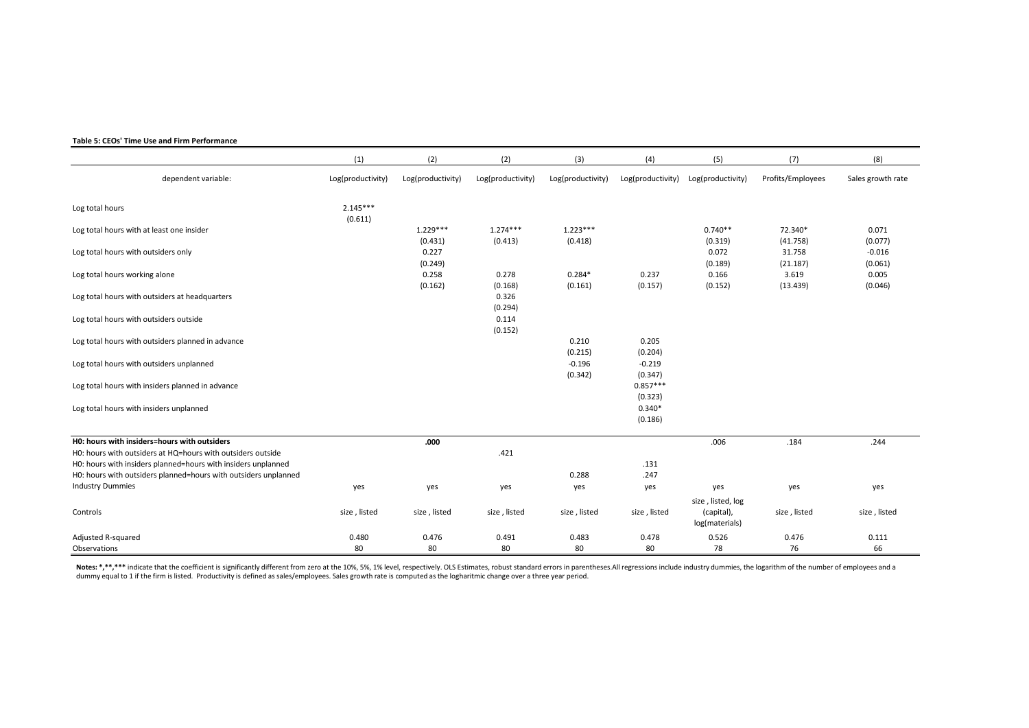**Table 5: CEOs' Time Use and Firm Performance**

| | (1) | (2) | (2) | (3) | (4) | (5) | (7) | (8) |
|---|---|---|---|---|---|---|---|---|
| dependent variable: | Log(productivity) | Log(productivity) | Log(productivity) | Log(productivity) | Log(productivity) | Log(productivity) | Profits/Employees | Sales growth rate |
| Log total hours | 2.145*** | | | | | | | |
| | (0.611) | | | | | | | |
| Log total hours with at least one insider | | 1.229*** | 1.274*** | 1.223*** | | 0.740** | 72.340* | 0.071 |
| | | (0.431) | (0.413) | (0.418) | | (0.319) | (41.758) | (0.077) |
| Log total hours with outsiders only | | 0.227 | | | | 0.072 | 31.758 | -0.016 |
| | | (0.249) | | | | (0.189) | (21.187) | (0.061) |
| Log total hours working alone | | 0.258 | 0.278 | 0.284* | 0.237 | 0.166 | 3.619 | 0.005 |
| | | (0.162) | (0.168) | (0.161) | (0.157) | (0.152) | (13.439) | (0.046) |
| Log total hours with outsiders at headquarters | | | 0.326 | | | | | |
| | | | (0.294) | | | | | |
| Log total hours with outsiders outside | | | 0.114 | | | | | |
| | | | (0.152) | | | | | |
| Log total hours with outsiders planned in advance | | | | 0.210 | 0.205 | | | |
| | | | | (0.215) | (0.204) | | | |
| Log total hours with outsiders unplanned | | | | -0.196 | -0.219 | | | |
| | | | | (0.342) | (0.347) | | | |
| Log total hours with insiders planned in advance | | | | | 0.857*** | | | |
| | | | | | (0.323) | | | |
| Log total hours with insiders unplanned | | | | | 0.340* | | | |
| | | | | | (0.186) | | | |
| **H0: hours with insiders=hours with outsiders** | | **.000** | | | | .006 | .184 | .244 |
| H0: hours with outsiders at HQ=hours with outsiders outside | | | .421 | | | | | |
| H0: hours with insiders planned=hours with insiders unplanned | | | | | .131 | | | |
| H0: hours with outsiders planned=hours with outsiders unplanned | | | | 0.288 | .247 | | | |
| Industry Dummies | yes | yes | yes | yes | yes | yes | yes | yes |
| Controls | size , listed | size , listed | size , listed | size , listed | size , listed | size , listed, log (capital), log(materials) | size , listed | size , listed |
| Adjusted R-squared | 0.480 | 0.476 | 0.491 | 0.483 | 0.478 | 0.526 | 0.476 | 0.111 |
| Observations | 80 | 80 | 80 | 80 | 80 | 78 | 76 | 66 |

**Notes: *,**,*****  indicate that the coefficient is significantly different from zero at the 10%, 5%, 1% level, respectively. OLS Estimates, robust standard errors in parentheses.All regressions include industry dummies, the logarithm of the number of employees and a dummy equal to 1 if the firm is listed. Productivity is defined as sales/employees. Sales growth rate is computed as the logharitmic change over a three year period.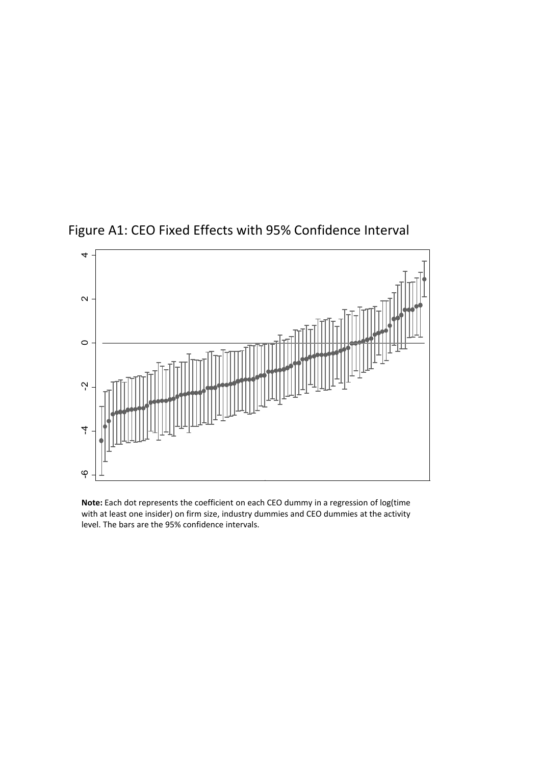Figure A1: CEO Fixed Effects with 95% Confidence Interval

**Note:** Each dot represents the coefficient on each CEO dummy in a regression of log(time with at least one insider) on firm size, industry dummies and CEO dummies at the activity level. The bars are the 95% confidence intervals.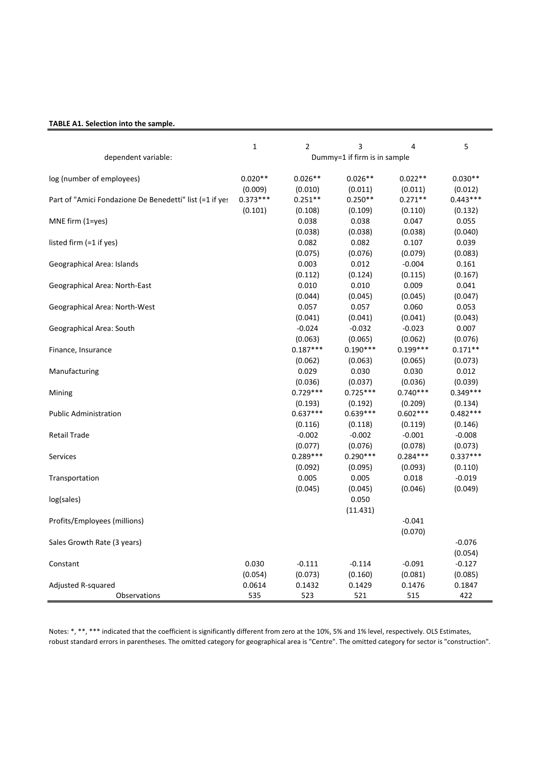**TABLE A1. Selection into the sample.**

| | 1 | 2 | 3 | 4 | 5 |
|---|---|---|---|---|---|
| dependent variable: | Dummy=1 if firm is in sample | | | | |
| log (number of employees) | 0.020** | 0.026** | 0.026** | 0.022** | 0.030** |
| | (0.009) | (0.010) | (0.011) | (0.011) | (0.012) |
| Part of "Amici Fondazione De Benedetti" list (=1 if yes | 0.373*** | 0.251** | 0.250** | 0.271** | 0.443*** |
| | (0.101) | (0.108) | (0.109) | (0.110) | (0.132) |
| MNE firm (1=yes) | | 0.038 | 0.038 | 0.047 | 0.055 |
| | | (0.038) | (0.038) | (0.038) | (0.040) |
| listed firm (=1 if yes) | | 0.082 | 0.082 | 0.107 | 0.039 |
| | | (0.075) | (0.076) | (0.079) | (0.083) |
| Geographical Area: Islands | | 0.003 | 0.012 | -0.004 | 0.161 |
| | | (0.112) | (0.124) | (0.115) | (0.167) |
| Geographical Area: North-East | | 0.010 | 0.010 | 0.009 | 0.041 |
| | | (0.044) | (0.045) | (0.045) | (0.047) |
| Geographical Area: North-West | | 0.057 | 0.057 | 0.060 | 0.053 |
| | | (0.041) | (0.041) | (0.041) | (0.043) |
| Geographical Area: South | | -0.024 | -0.032 | -0.023 | 0.007 |
| | | (0.063) | (0.065) | (0.062) | (0.076) |
| Finance, Insurance | | 0.187*** | 0.190*** | 0.199*** | 0.171** |
| | | (0.062) | (0.063) | (0.065) | (0.073) |
| Manufacturing | | 0.029 | 0.030 | 0.030 | 0.012 |
| | | (0.036) | (0.037) | (0.036) | (0.039) |
| Mining | | 0.729*** | 0.725*** | 0.740*** | 0.349*** |
| | | (0.193) | (0.192) | (0.209) | (0.134) |
| Public Administration | | 0.637*** | 0.639*** | 0.602*** | 0.482*** |
| | | (0.116) | (0.118) | (0.119) | (0.146) |
| Retail Trade | | -0.002 | -0.002 | -0.001 | -0.008 |
| | | (0.077) | (0.076) | (0.078) | (0.073) |
| Services | | 0.289*** | 0.290*** | 0.284*** | 0.337*** |
| | | (0.092) | (0.095) | (0.093) | (0.110) |
| Transportation | | 0.005 | 0.005 | 0.018 | -0.019 |
| | | (0.045) | (0.045) | (0.046) | (0.049) |
| log(sales) | | | 0.050 | | |
| | | | (11.431) | | |
| Profits/Employees (millions) | | | | -0.041 | |
| | | | | (0.070) | |
| Sales Growth Rate (3 years) | | | | | -0.076 |
| | | | | | (0.054) |
| Constant | 0.030 | -0.111 | -0.114 | -0.091 | -0.127 |
| | (0.054) | (0.073) | (0.160) | (0.081) | (0.085) |
| Adjusted R-squared | 0.0614 | 0.1432 | 0.1429 | 0.1476 | 0.1847 |
| Observations | 535 | 523 | 521 | 515 | 422 |

Notes: *, **, *** indicated that the coefficient is significantly different from zero at the 10%, 5% and 1% level, respectively. OLS Estimates, robust standard errors in parentheses. The omitted category for geographical area is "Centre". The omitted category for sector is "construction".